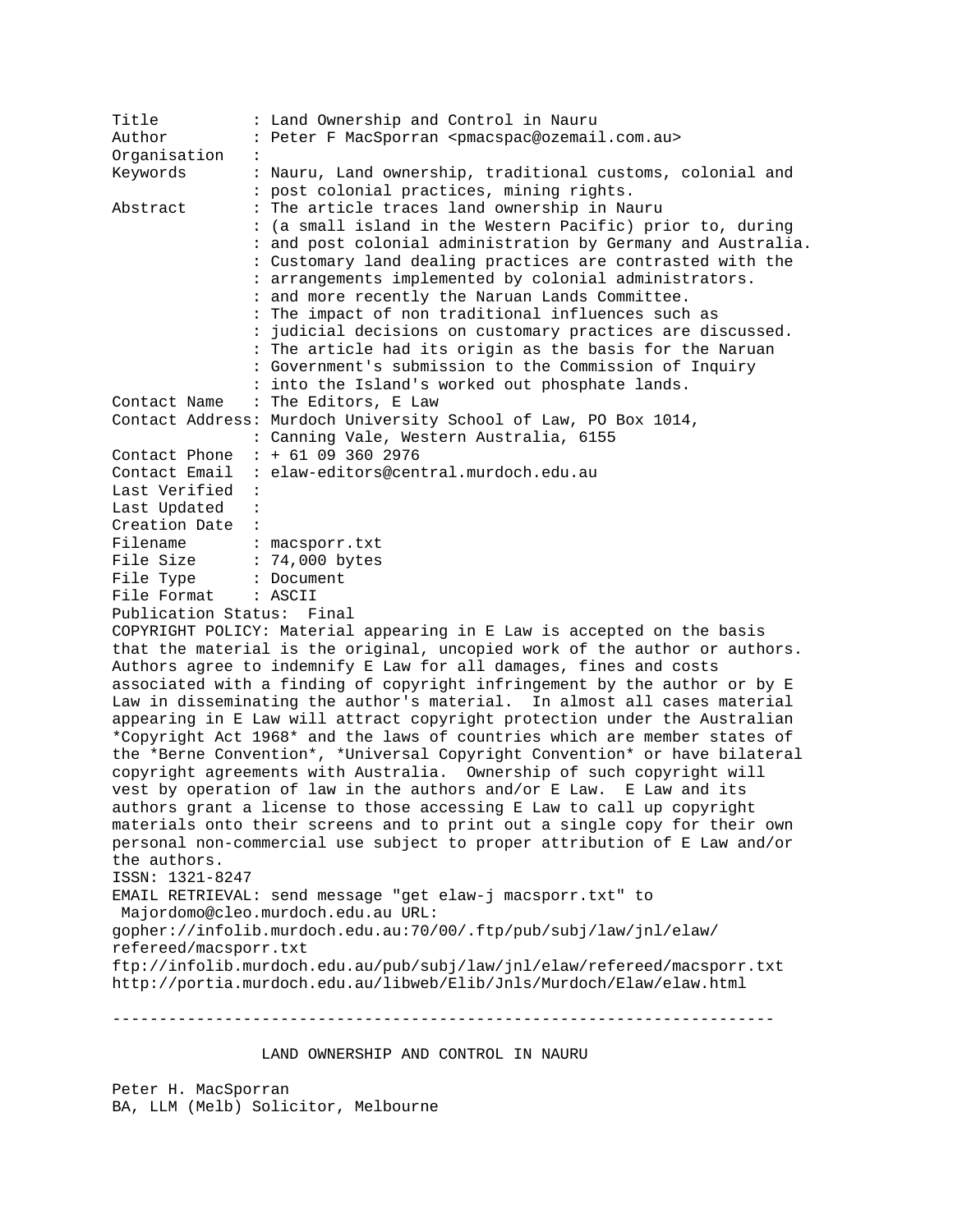Title : Land Ownership and Control in Nauru
Author : Peter F MacSporran <pmacspac@ozemail.com.au>
Organisation :
Keywords : Nauru, Land ownership, traditional customs, colonial and post colonial practices, mining rights.
Abstract : The article traces land ownership in Nauru (a small island in the Western Pacific) prior to, during and post colonial administration by Germany and Australia. Customary land dealing practices are contrasted with the arrangements implemented by colonial administrators. and more recently the Naruan Lands Committee. The impact of non traditional influences such as judicial decisions on customary practices are discussed. The article had its origin as the basis for the Naruan Government's submission to the Commission of Inquiry into the Island's worked out phosphate lands.
Contact Name : The Editors, E Law
Contact Address: Murdoch University School of Law, PO Box 1014, Canning Vale, Western Australia, 6155
Contact Phone : + 61 09 360 2976
Contact Email : elaw-editors@central.murdoch.edu.au
Last Verified :
Last Updated :
Creation Date :
Filename : macsporr.txt
File Size : 74,000 bytes
File Type : Document
File Format : ASCII
Publication Status: Final

COPYRIGHT POLICY: Material appearing in E Law is accepted on the basis that the material is the original, uncopied work of the author or authors. Authors agree to indemnify E Law for all damages, fines and costs associated with a finding of copyright infringement by the author or by E Law in disseminating the author's material. In almost all cases material appearing in E Law will attract copyright protection under the Australian *Copyright Act 1968* and the laws of countries which are member states of the *Berne Convention*, *Universal Copyright Convention* or have bilateral copyright agreements with Australia. Ownership of such copyright will vest by operation of law in the authors and/or E Law. E Law and its authors grant a license to those accessing E Law to call up copyright materials onto their screens and to print out a single copy for their own personal non-commercial use subject to proper attribution of E Law and/or the authors.

ISSN: 1321-8247

EMAIL RETRIEVAL: send message "get elaw-j macsporr.txt" to Majordomo@cleo.murdoch.edu.au URL:
gopher://infolib.murdoch.edu.au:70/00/.ftp/pub/subj/law/jnl/elaw/refereed/macsporr.txt
ftp://infolib.murdoch.edu.au/pub/subj/law/jnl/elaw/refereed/macsporr.txt
http://portia.murdoch.edu.au/libweb/Elib/Jnls/Murdoch/Elaw/elaw.html

---

# LAND OWNERSHIP AND CONTROL IN NAURU

Peter H. MacSporran
BA, LLM (Melb) Solicitor, Melbourne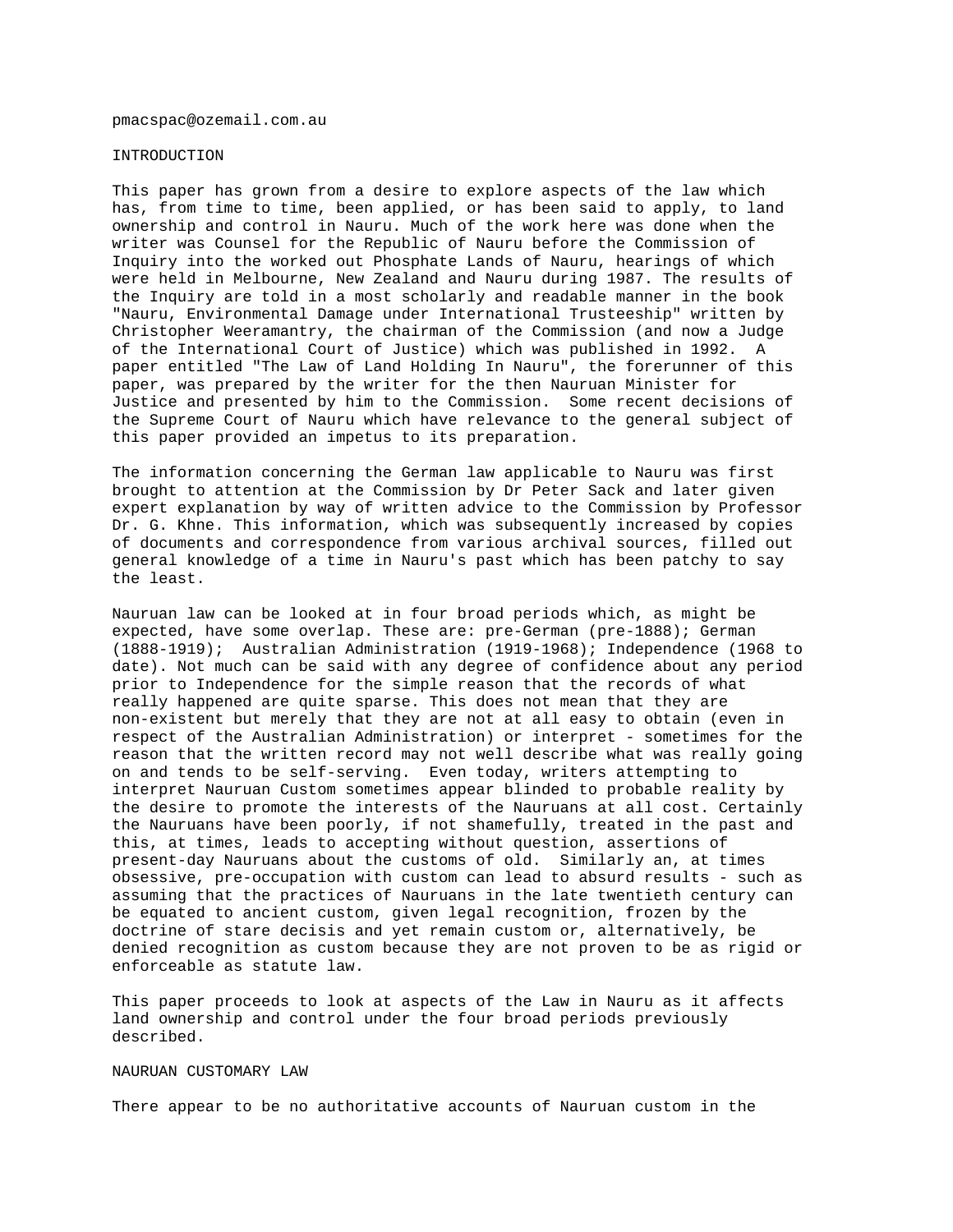pmacspac@ozemail.com.au

## INTRODUCTION

This paper has grown from a desire to explore aspects of the law which has, from time to time, been applied, or has been said to apply, to land ownership and control in Nauru. Much of the work here was done when the writer was Counsel for the Republic of Nauru before the Commission of Inquiry into the worked out Phosphate Lands of Nauru, hearings of which were held in Melbourne, New Zealand and Nauru during 1987. The results of the Inquiry are told in a most scholarly and readable manner in the book "Nauru, Environmental Damage under International Trusteeship" written by Christopher Weeramantry, the chairman of the Commission (and now a Judge of the International Court of Justice) which was published in 1992. A paper entitled "The Law of Land Holding In Nauru", the forerunner of this paper, was prepared by the writer for the then Nauruan Minister for Justice and presented by him to the Commission. Some recent decisions of the Supreme Court of Nauru which have relevance to the general subject of this paper provided an impetus to its preparation.

The information concerning the German law applicable to Nauru was first brought to attention at the Commission by Dr Peter Sack and later given expert explanation by way of written advice to the Commission by Professor Dr. G. Khne. This information, which was subsequently increased by copies of documents and correspondence from various archival sources, filled out general knowledge of a time in Nauru's past which has been patchy to say the least.

Nauruan law can be looked at in four broad periods which, as might be expected, have some overlap. These are: pre-German (pre-1888); German (1888-1919); Australian Administration (1919-1968); Independence (1968 to date). Not much can be said with any degree of confidence about any period prior to Independence for the simple reason that the records of what really happened are quite sparse. This does not mean that they are non-existent but merely that they are not at all easy to obtain (even in respect of the Australian Administration) or interpret - sometimes for the reason that the written record may not well describe what was really going on and tends to be self-serving. Even today, writers attempting to interpret Nauruan Custom sometimes appear blinded to probable reality by the desire to promote the interests of the Nauruans at all cost. Certainly the Nauruans have been poorly, if not shamefully, treated in the past and this, at times, leads to accepting without question, assertions of present-day Nauruans about the customs of old. Similarly an, at times obsessive, pre-occupation with custom can lead to absurd results - such as assuming that the practices of Nauruans in the late twentieth century can be equated to ancient custom, given legal recognition, frozen by the doctrine of stare decisis and yet remain custom or, alternatively, be denied recognition as custom because they are not proven to be as rigid or enforceable as statute law.

This paper proceeds to look at aspects of the Law in Nauru as it affects land ownership and control under the four broad periods previously described.

## NAURUAN CUSTOMARY LAW

There appear to be no authoritative accounts of Nauruan custom in the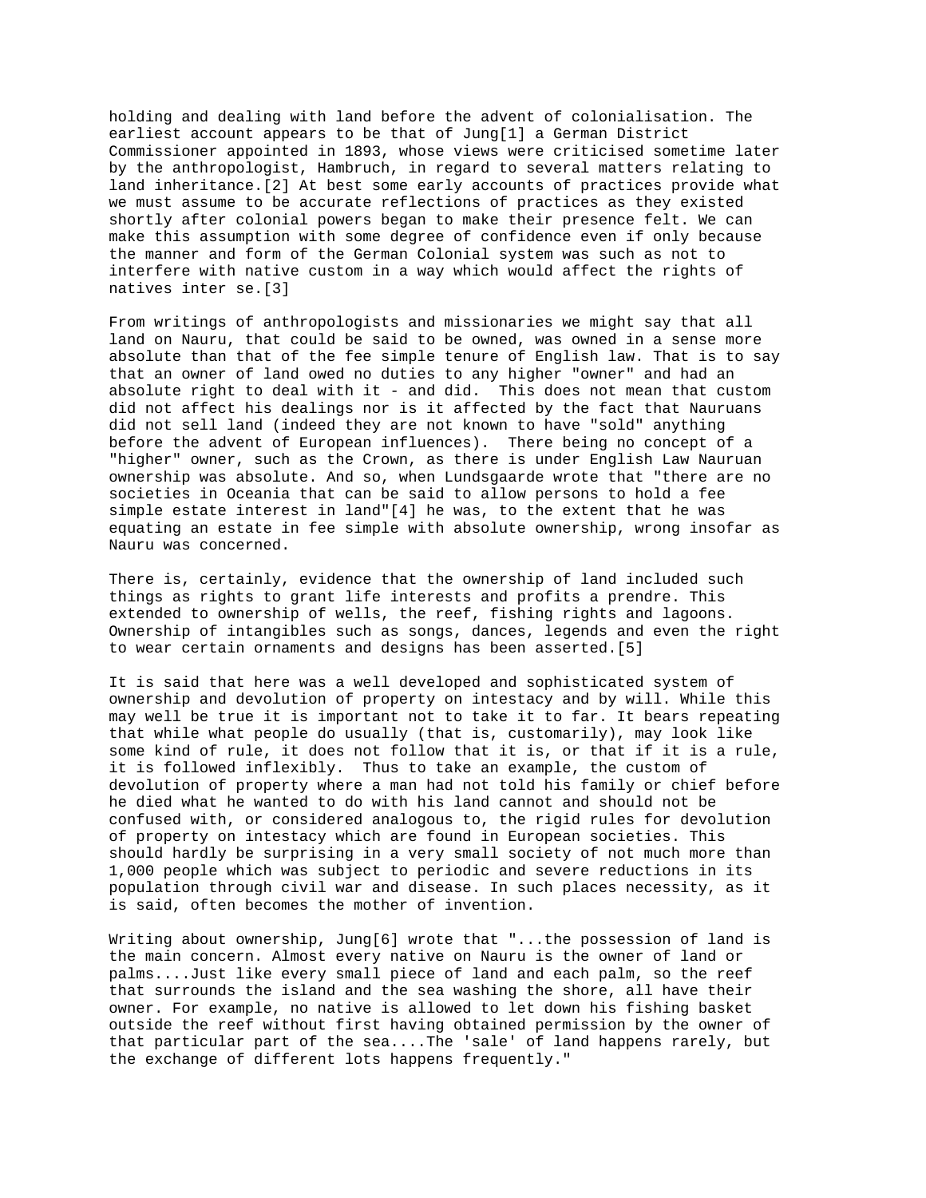holding and dealing with land before the advent of colonialisation. The earliest account appears to be that of Jung[1] a German District Commissioner appointed in 1893, whose views were criticised sometime later by the anthropologist, Hambruch, in regard to several matters relating to land inheritance.[2] At best some early accounts of practices provide what we must assume to be accurate reflections of practices as they existed shortly after colonial powers began to make their presence felt. We can make this assumption with some degree of confidence even if only because the manner and form of the German Colonial system was such as not to interfere with native custom in a way which would affect the rights of natives inter se.[3]

From writings of anthropologists and missionaries we might say that all land on Nauru, that could be said to be owned, was owned in a sense more absolute than that of the fee simple tenure of English law. That is to say that an owner of land owed no duties to any higher "owner" and had an absolute right to deal with it - and did. This does not mean that custom did not affect his dealings nor is it affected by the fact that Nauruans did not sell land (indeed they are not known to have "sold" anything before the advent of European influences). There being no concept of a "higher" owner, such as the Crown, as there is under English Law Nauruan ownership was absolute. And so, when Lundsgaarde wrote that "there are no societies in Oceania that can be said to allow persons to hold a fee simple estate interest in land"[4] he was, to the extent that he was equating an estate in fee simple with absolute ownership, wrong insofar as Nauru was concerned.

There is, certainly, evidence that the ownership of land included such things as rights to grant life interests and profits a prendre. This extended to ownership of wells, the reef, fishing rights and lagoons. Ownership of intangibles such as songs, dances, legends and even the right to wear certain ornaments and designs has been asserted.[5]

It is said that here was a well developed and sophisticated system of ownership and devolution of property on intestacy and by will. While this may well be true it is important not to take it to far. It bears repeating that while what people do usually (that is, customarily), may look like some kind of rule, it does not follow that it is, or that if it is a rule, it is followed inflexibly. Thus to take an example, the custom of devolution of property where a man had not told his family or chief before he died what he wanted to do with his land cannot and should not be confused with, or considered analogous to, the rigid rules for devolution of property on intestacy which are found in European societies. This should hardly be surprising in a very small society of not much more than 1,000 people which was subject to periodic and severe reductions in its population through civil war and disease. In such places necessity, as it is said, often becomes the mother of invention.

Writing about ownership, Jung[6] wrote that "...the possession of land is the main concern. Almost every native on Nauru is the owner of land or palms....Just like every small piece of land and each palm, so the reef that surrounds the island and the sea washing the shore, all have their owner. For example, no native is allowed to let down his fishing basket outside the reef without first having obtained permission by the owner of that particular part of the sea....The 'sale' of land happens rarely, but the exchange of different lots happens frequently."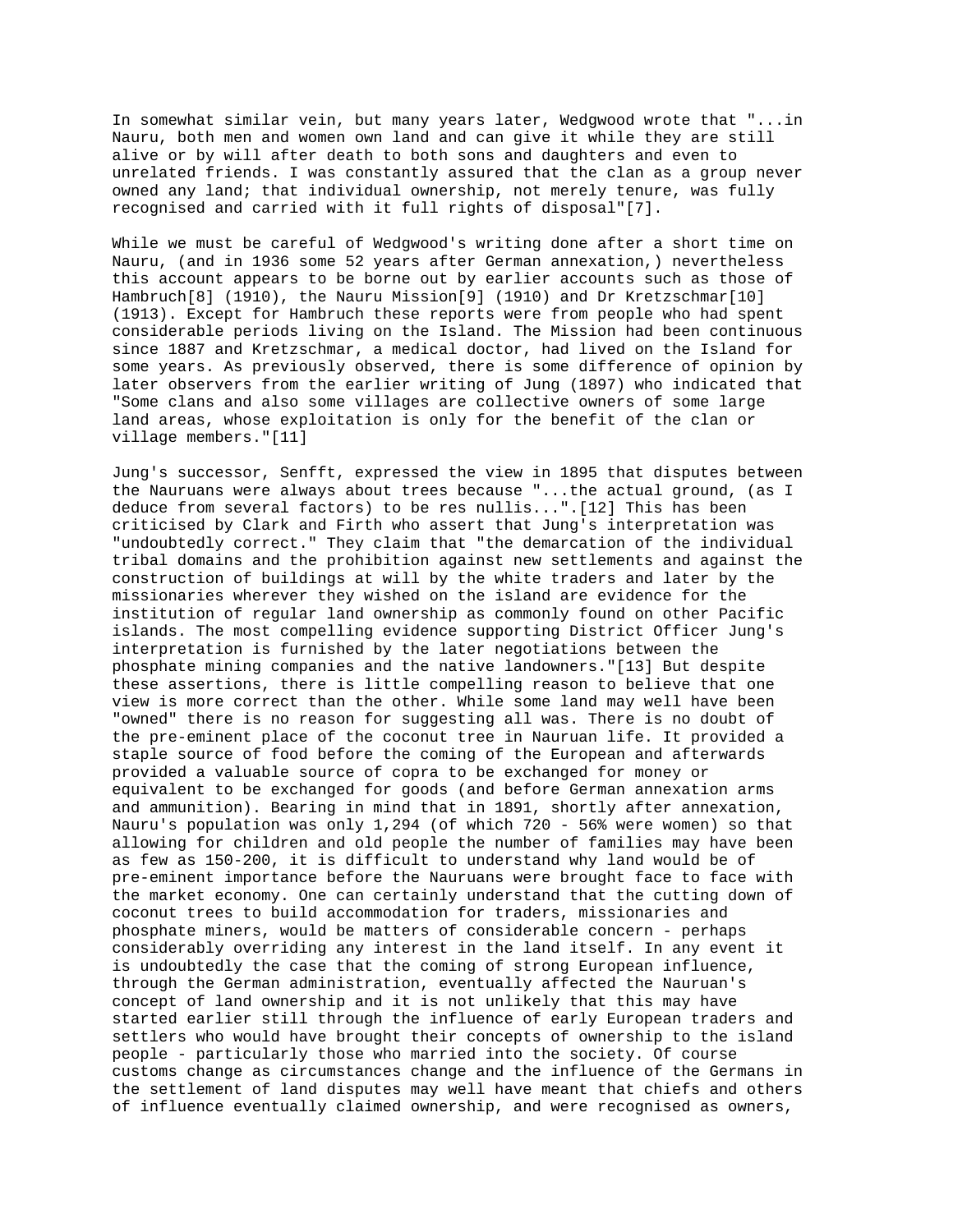In somewhat similar vein, but many years later, Wedgwood wrote that "...in Nauru, both men and women own land and can give it while they are still alive or by will after death to both sons and daughters and even to unrelated friends. I was constantly assured that the clan as a group never owned any land; that individual ownership, not merely tenure, was fully recognised and carried with it full rights of disposal"[7].

While we must be careful of Wedgwood's writing done after a short time on Nauru, (and in 1936 some 52 years after German annexation,) nevertheless this account appears to be borne out by earlier accounts such as those of Hambruch[8] (1910), the Nauru Mission[9] (1910) and Dr Kretzschmar[10] (1913). Except for Hambruch these reports were from people who had spent considerable periods living on the Island. The Mission had been continuous since 1887 and Kretzschmar, a medical doctor, had lived on the Island for some years. As previously observed, there is some difference of opinion by later observers from the earlier writing of Jung (1897) who indicated that "Some clans and also some villages are collective owners of some large land areas, whose exploitation is only for the benefit of the clan or village members."[11]

Jung's successor, Senfft, expressed the view in 1895 that disputes between the Nauruans were always about trees because "...the actual ground, (as I deduce from several factors) to be res nullis...".[12] This has been criticised by Clark and Firth who assert that Jung's interpretation was "undoubtedly correct." They claim that "the demarcation of the individual tribal domains and the prohibition against new settlements and against the construction of buildings at will by the white traders and later by the missionaries wherever they wished on the island are evidence for the institution of regular land ownership as commonly found on other Pacific islands. The most compelling evidence supporting District Officer Jung's interpretation is furnished by the later negotiations between the phosphate mining companies and the native landowners."[13] But despite these assertions, there is little compelling reason to believe that one view is more correct than the other. While some land may well have been "owned" there is no reason for suggesting all was. There is no doubt of the pre-eminent place of the coconut tree in Nauruan life. It provided a staple source of food before the coming of the European and afterwards provided a valuable source of copra to be exchanged for money or equivalent to be exchanged for goods (and before German annexation arms and ammunition). Bearing in mind that in 1891, shortly after annexation, Nauru's population was only 1,294 (of which 720 - 56% were women) so that allowing for children and old people the number of families may have been as few as 150-200, it is difficult to understand why land would be of pre-eminent importance before the Nauruans were brought face to face with the market economy. One can certainly understand that the cutting down of coconut trees to build accommodation for traders, missionaries and phosphate miners, would be matters of considerable concern - perhaps considerably overriding any interest in the land itself. In any event it is undoubtedly the case that the coming of strong European influence, through the German administration, eventually affected the Nauruan's concept of land ownership and it is not unlikely that this may have started earlier still through the influence of early European traders and settlers who would have brought their concepts of ownership to the island people - particularly those who married into the society. Of course customs change as circumstances change and the influence of the Germans in the settlement of land disputes may well have meant that chiefs and others of influence eventually claimed ownership, and were recognised as owners,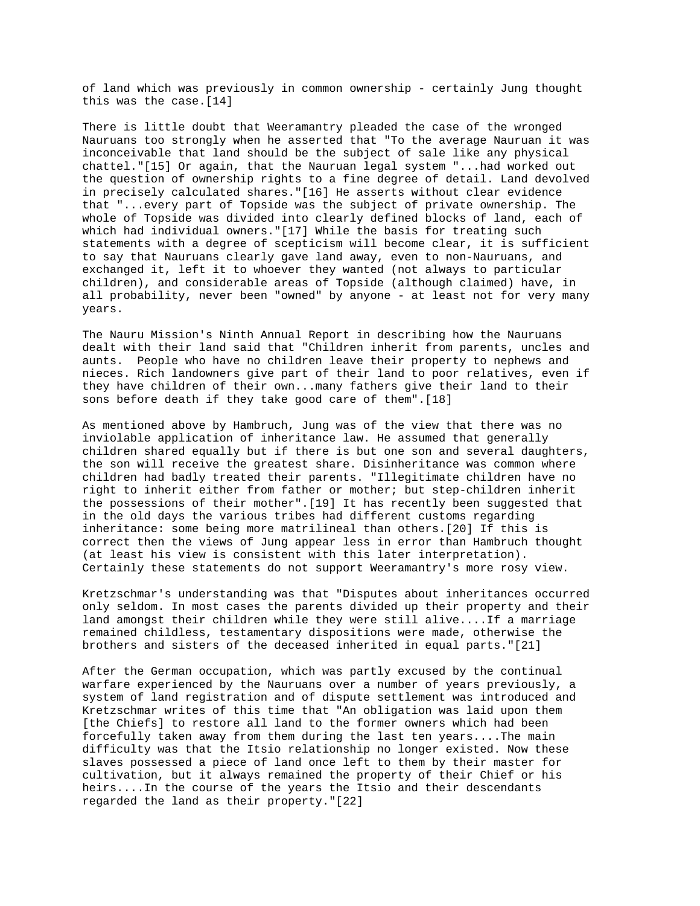of land which was previously in common ownership - certainly Jung thought this was the case.[14]

There is little doubt that Weeramantry pleaded the case of the wronged Nauruans too strongly when he asserted that "To the average Nauruan it was inconceivable that land should be the subject of sale like any physical chattel."[15] Or again, that the Nauruan legal system "...had worked out the question of ownership rights to a fine degree of detail. Land devolved in precisely calculated shares."[16] He asserts without clear evidence that "...every part of Topside was the subject of private ownership. The whole of Topside was divided into clearly defined blocks of land, each of which had individual owners."[17] While the basis for treating such statements with a degree of scepticism will become clear, it is sufficient to say that Nauruans clearly gave land away, even to non-Nauruans, and exchanged it, left it to whoever they wanted (not always to particular children), and considerable areas of Topside (although claimed) have, in all probability, never been "owned" by anyone - at least not for very many years.

The Nauru Mission's Ninth Annual Report in describing how the Nauruans dealt with their land said that "Children inherit from parents, uncles and aunts. People who have no children leave their property to nephews and nieces. Rich landowners give part of their land to poor relatives, even if they have children of their own...many fathers give their land to their sons before death if they take good care of them".[18]

As mentioned above by Hambruch, Jung was of the view that there was no inviolable application of inheritance law. He assumed that generally children shared equally but if there is but one son and several daughters, the son will receive the greatest share. Disinheritance was common where children had badly treated their parents. "Illegitimate children have no right to inherit either from father or mother; but step-children inherit the possessions of their mother".[19] It has recently been suggested that in the old days the various tribes had different customs regarding inheritance: some being more matrilineal than others.[20] If this is correct then the views of Jung appear less in error than Hambruch thought (at least his view is consistent with this later interpretation). Certainly these statements do not support Weeramantry's more rosy view.

Kretzschmar's understanding was that "Disputes about inheritances occurred only seldom. In most cases the parents divided up their property and their land amongst their children while they were still alive....If a marriage remained childless, testamentary dispositions were made, otherwise the brothers and sisters of the deceased inherited in equal parts."[21]

After the German occupation, which was partly excused by the continual warfare experienced by the Nauruans over a number of years previously, a system of land registration and of dispute settlement was introduced and Kretzschmar writes of this time that "An obligation was laid upon them [the Chiefs] to restore all land to the former owners which had been forcefully taken away from them during the last ten years....The main difficulty was that the Itsio relationship no longer existed. Now these slaves possessed a piece of land once left to them by their master for cultivation, but it always remained the property of their Chief or his heirs....In the course of the years the Itsio and their descendants regarded the land as their property."[22]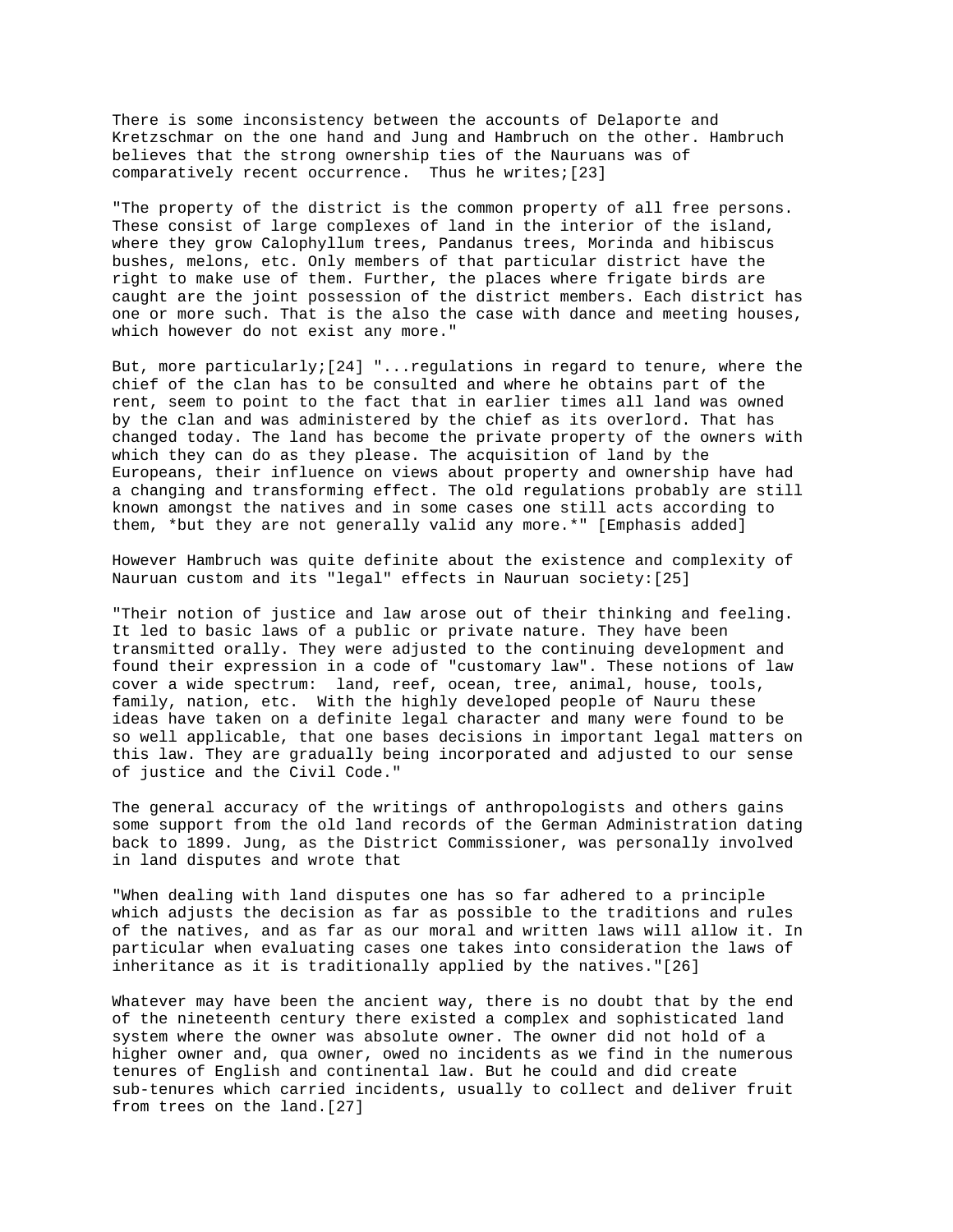There is some inconsistency between the accounts of Delaporte and Kretzschmar on the one hand and Jung and Hambruch on the other. Hambruch believes that the strong ownership ties of the Nauruans was of comparatively recent occurrence. Thus he writes;[23]

"The property of the district is the common property of all free persons. These consist of large complexes of land in the interior of the island, where they grow Calophyllum trees, Pandanus trees, Morinda and hibiscus bushes, melons, etc. Only members of that particular district have the right to make use of them. Further, the places where frigate birds are caught are the joint possession of the district members. Each district has one or more such. That is the also the case with dance and meeting houses, which however do not exist any more."

But, more particularly;[24] "...regulations in regard to tenure, where the chief of the clan has to be consulted and where he obtains part of the rent, seem to point to the fact that in earlier times all land was owned by the clan and was administered by the chief as its overlord. That has changed today. The land has become the private property of the owners with which they can do as they please. The acquisition of land by the Europeans, their influence on views about property and ownership have had a changing and transforming effect. The old regulations probably are still known amongst the natives and in some cases one still acts according to them, *but they are not generally valid any more.*" [Emphasis added]

However Hambruch was quite definite about the existence and complexity of Nauruan custom and its "legal" effects in Nauruan society:[25]

"Their notion of justice and law arose out of their thinking and feeling. It led to basic laws of a public or private nature. They have been transmitted orally. They were adjusted to the continuing development and found their expression in a code of "customary law". These notions of law cover a wide spectrum: land, reef, ocean, tree, animal, house, tools, family, nation, etc. With the highly developed people of Nauru these ideas have taken on a definite legal character and many were found to be so well applicable, that one bases decisions in important legal matters on this law. They are gradually being incorporated and adjusted to our sense of justice and the Civil Code."

The general accuracy of the writings of anthropologists and others gains some support from the old land records of the German Administration dating back to 1899. Jung, as the District Commissioner, was personally involved in land disputes and wrote that

"When dealing with land disputes one has so far adhered to a principle which adjusts the decision as far as possible to the traditions and rules of the natives, and as far as our moral and written laws will allow it. In particular when evaluating cases one takes into consideration the laws of inheritance as it is traditionally applied by the natives."[26]

Whatever may have been the ancient way, there is no doubt that by the end of the nineteenth century there existed a complex and sophisticated land system where the owner was absolute owner. The owner did not hold of a higher owner and, qua owner, owed no incidents as we find in the numerous tenures of English and continental law. But he could and did create sub-tenures which carried incidents, usually to collect and deliver fruit from trees on the land.[27]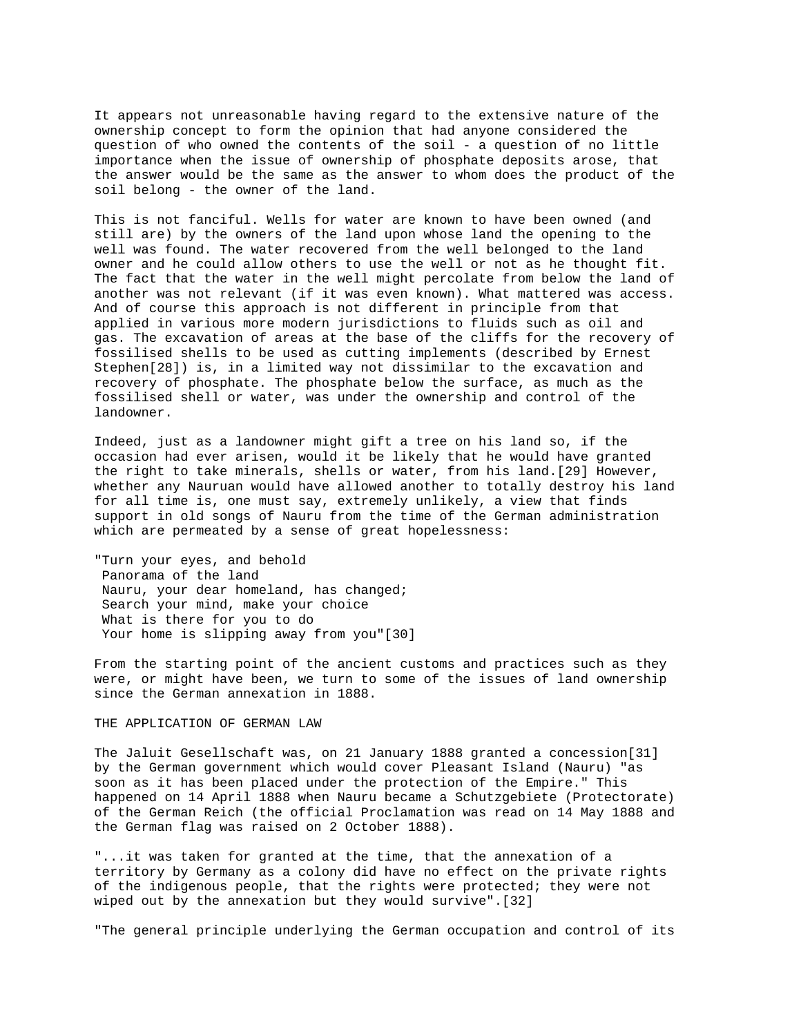It appears not unreasonable having regard to the extensive nature of the ownership concept to form the opinion that had anyone considered the question of who owned the contents of the soil - a question of no little importance when the issue of ownership of phosphate deposits arose, that the answer would be the same as the answer to whom does the product of the soil belong - the owner of the land.

This is not fanciful. Wells for water are known to have been owned (and still are) by the owners of the land upon whose land the opening to the well was found. The water recovered from the well belonged to the land owner and he could allow others to use the well or not as he thought fit. The fact that the water in the well might percolate from below the land of another was not relevant (if it was even known). What mattered was access. And of course this approach is not different in principle from that applied in various more modern jurisdictions to fluids such as oil and gas. The excavation of areas at the base of the cliffs for the recovery of fossilised shells to be used as cutting implements (described by Ernest Stephen[28]) is, in a limited way not dissimilar to the excavation and recovery of phosphate. The phosphate below the surface, as much as the fossilised shell or water, was under the ownership and control of the landowner.

Indeed, just as a landowner might gift a tree on his land so, if the occasion had ever arisen, would it be likely that he would have granted the right to take minerals, shells or water, from his land.[29] However, whether any Nauruan would have allowed another to totally destroy his land for all time is, one must say, extremely unlikely, a view that finds support in old songs of Nauru from the time of the German administration which are permeated by a sense of great hopelessness:

"Turn your eyes, and behold  
Panorama of the land  
Nauru, your dear homeland, has changed;  
Search your mind, make your choice  
What is there for you to do  
Your home is slipping away from you"[30]

From the starting point of the ancient customs and practices such as they were, or might have been, we turn to some of the issues of land ownership since the German annexation in 1888.

## THE APPLICATION OF GERMAN LAW

The Jaluit Gesellschaft was, on 21 January 1888 granted a concession[31] by the German government which would cover Pleasant Island (Nauru) "as soon as it has been placed under the protection of the Empire." This happened on 14 April 1888 when Nauru became a Schutzgebiete (Protectorate) of the German Reich (the official Proclamation was read on 14 May 1888 and the German flag was raised on 2 October 1888).

"...it was taken for granted at the time, that the annexation of a territory by Germany as a colony did have no effect on the private rights of the indigenous people, that the rights were protected; they were not wiped out by the annexation but they would survive".[32]

"The general principle underlying the German occupation and control of its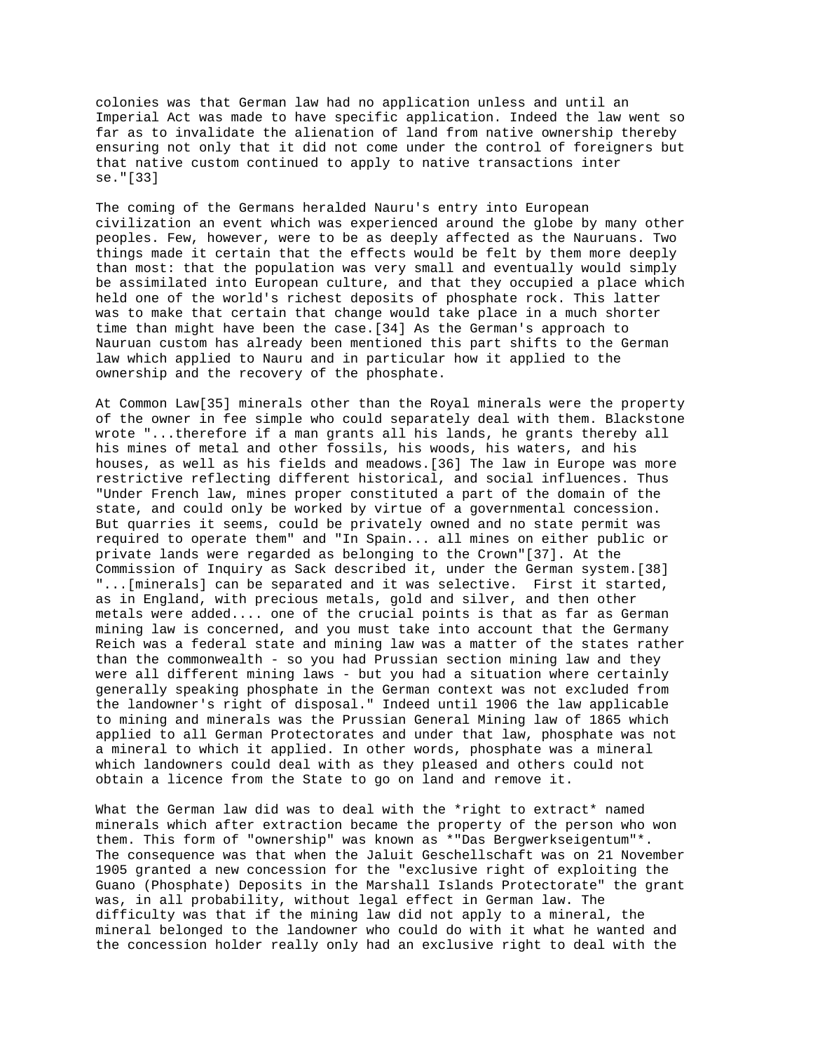colonies was that German law had no application unless and until an Imperial Act was made to have specific application. Indeed the law went so far as to invalidate the alienation of land from native ownership thereby ensuring not only that it did not come under the control of foreigners but that native custom continued to apply to native transactions inter se."[33]

The coming of the Germans heralded Nauru's entry into European civilization an event which was experienced around the globe by many other peoples. Few, however, were to be as deeply affected as the Nauruans. Two things made it certain that the effects would be felt by them more deeply than most: that the population was very small and eventually would simply be assimilated into European culture, and that they occupied a place which held one of the world's richest deposits of phosphate rock. This latter was to make that certain that change would take place in a much shorter time than might have been the case.[34] As the German's approach to Nauruan custom has already been mentioned this part shifts to the German law which applied to Nauru and in particular how it applied to the ownership and the recovery of the phosphate.

At Common Law[35] minerals other than the Royal minerals were the property of the owner in fee simple who could separately deal with them. Blackstone wrote "...therefore if a man grants all his lands, he grants thereby all his mines of metal and other fossils, his woods, his waters, and his houses, as well as his fields and meadows.[36] The law in Europe was more restrictive reflecting different historical, and social influences. Thus "Under French law, mines proper constituted a part of the domain of the state, and could only be worked by virtue of a governmental concession. But quarries it seems, could be privately owned and no state permit was required to operate them" and "In Spain... all mines on either public or private lands were regarded as belonging to the Crown"[37]. At the Commission of Inquiry as Sack described it, under the German system.[38] "...[minerals] can be separated and it was selective. First it started, as in England, with precious metals, gold and silver, and then other metals were added.... one of the crucial points is that as far as German mining law is concerned, and you must take into account that the Germany Reich was a federal state and mining law was a matter of the states rather than the commonwealth - so you had Prussian section mining law and they were all different mining laws - but you had a situation where certainly generally speaking phosphate in the German context was not excluded from the landowner's right of disposal." Indeed until 1906 the law applicable to mining and minerals was the Prussian General Mining law of 1865 which applied to all German Protectorates and under that law, phosphate was not a mineral to which it applied. In other words, phosphate was a mineral which landowners could deal with as they pleased and others could not obtain a licence from the State to go on land and remove it.

What the German law did was to deal with the *right to extract* named minerals which after extraction became the property of the person who won them. This form of "ownership" was known as *"Das Bergwerkseigentum"*. The consequence was that when the Jaluit Geschellschaft was on 21 November 1905 granted a new concession for the "exclusive right of exploiting the Guano (Phosphate) Deposits in the Marshall Islands Protectorate" the grant was, in all probability, without legal effect in German law. The difficulty was that if the mining law did not apply to a mineral, the mineral belonged to the landowner who could do with it what he wanted and the concession holder really only had an exclusive right to deal with the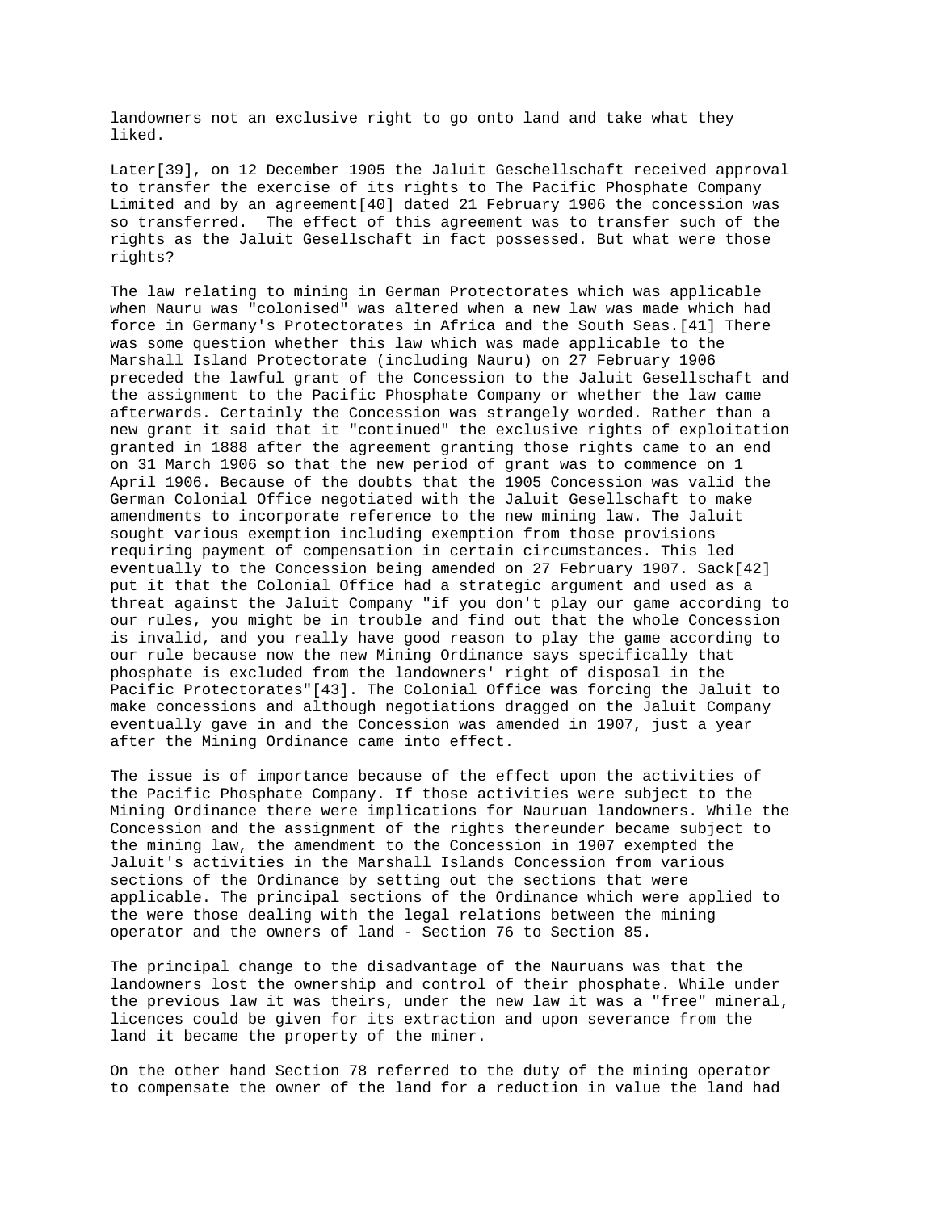landowners not an exclusive right to go onto land and take what they liked.

Later[39], on 12 December 1905 the Jaluit Geschellschaft received approval to transfer the exercise of its rights to The Pacific Phosphate Company Limited and by an agreement[40] dated 21 February 1906 the concession was so transferred. The effect of this agreement was to transfer such of the rights as the Jaluit Gesellschaft in fact possessed. But what were those rights?

The law relating to mining in German Protectorates which was applicable when Nauru was "colonised" was altered when a new law was made which had force in Germany's Protectorates in Africa and the South Seas.[41] There was some question whether this law which was made applicable to the Marshall Island Protectorate (including Nauru) on 27 February 1906 preceded the lawful grant of the Concession to the Jaluit Gesellschaft and the assignment to the Pacific Phosphate Company or whether the law came afterwards. Certainly the Concession was strangely worded. Rather than a new grant it said that it "continued" the exclusive rights of exploitation granted in 1888 after the agreement granting those rights came to an end on 31 March 1906 so that the new period of grant was to commence on 1 April 1906. Because of the doubts that the 1905 Concession was valid the German Colonial Office negotiated with the Jaluit Gesellschaft to make amendments to incorporate reference to the new mining law. The Jaluit sought various exemption including exemption from those provisions requiring payment of compensation in certain circumstances. This led eventually to the Concession being amended on 27 February 1907. Sack[42] put it that the Colonial Office had a strategic argument and used as a threat against the Jaluit Company "if you don't play our game according to our rules, you might be in trouble and find out that the whole Concession is invalid, and you really have good reason to play the game according to our rule because now the new Mining Ordinance says specifically that phosphate is excluded from the landowners' right of disposal in the Pacific Protectorates"[43]. The Colonial Office was forcing the Jaluit to make concessions and although negotiations dragged on the Jaluit Company eventually gave in and the Concession was amended in 1907, just a year after the Mining Ordinance came into effect.

The issue is of importance because of the effect upon the activities of the Pacific Phosphate Company. If those activities were subject to the Mining Ordinance there were implications for Nauruan landowners. While the Concession and the assignment of the rights thereunder became subject to the mining law, the amendment to the Concession in 1907 exempted the Jaluit's activities in the Marshall Islands Concession from various sections of the Ordinance by setting out the sections that were applicable. The principal sections of the Ordinance which were applied to the were those dealing with the legal relations between the mining operator and the owners of land - Section 76 to Section 85.

The principal change to the disadvantage of the Nauruans was that the landowners lost the ownership and control of their phosphate. While under the previous law it was theirs, under the new law it was a "free" mineral, licences could be given for its extraction and upon severance from the land it became the property of the miner.

On the other hand Section 78 referred to the duty of the mining operator to compensate the owner of the land for a reduction in value the land had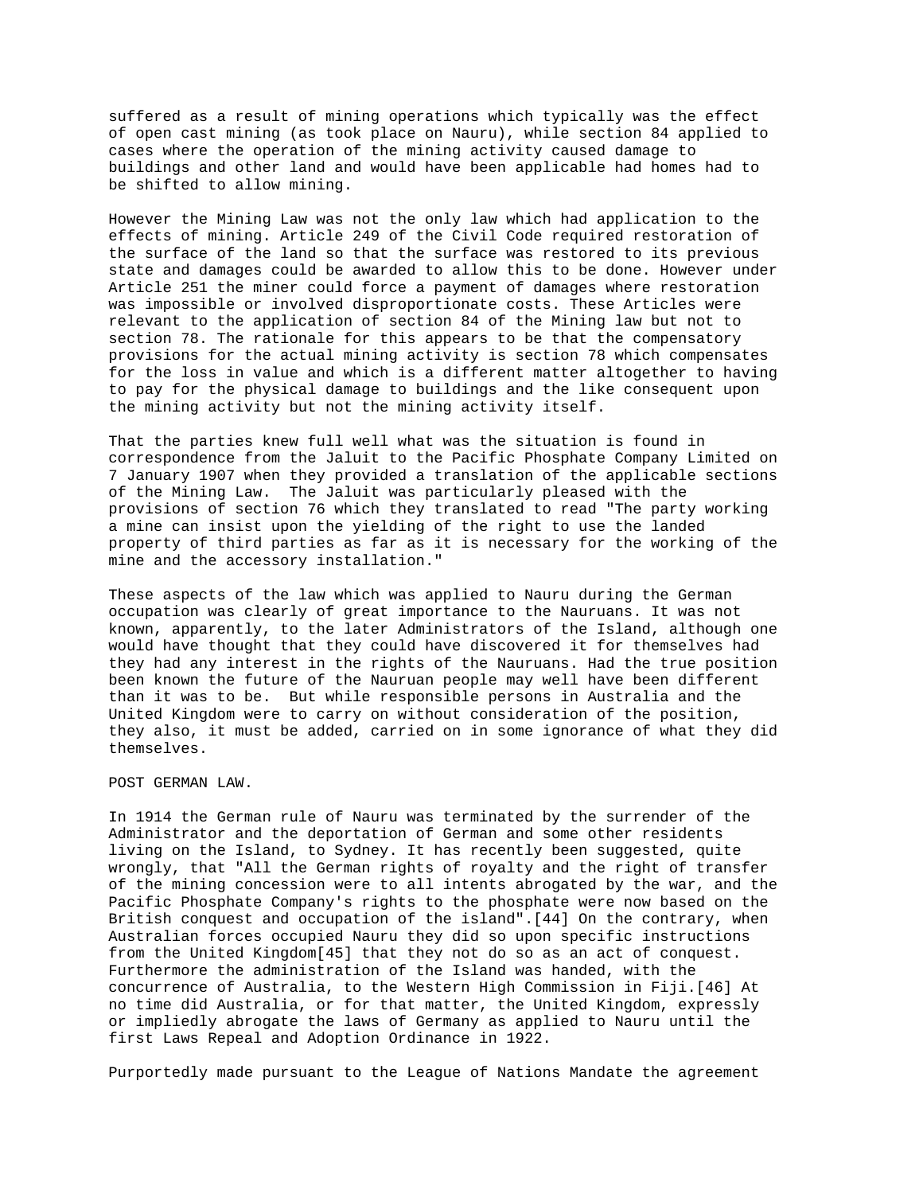suffered as a result of mining operations which typically was the effect of open cast mining (as took place on Nauru), while section 84 applied to cases where the operation of the mining activity caused damage to buildings and other land and would have been applicable had homes had to be shifted to allow mining.

However the Mining Law was not the only law which had application to the effects of mining. Article 249 of the Civil Code required restoration of the surface of the land so that the surface was restored to its previous state and damages could be awarded to allow this to be done. However under Article 251 the miner could force a payment of damages where restoration was impossible or involved disproportionate costs. These Articles were relevant to the application of section 84 of the Mining law but not to section 78. The rationale for this appears to be that the compensatory provisions for the actual mining activity is section 78 which compensates for the loss in value and which is a different matter altogether to having to pay for the physical damage to buildings and the like consequent upon the mining activity but not the mining activity itself.

That the parties knew full well what was the situation is found in correspondence from the Jaluit to the Pacific Phosphate Company Limited on 7 January 1907 when they provided a translation of the applicable sections of the Mining Law. The Jaluit was particularly pleased with the provisions of section 76 which they translated to read "The party working a mine can insist upon the yielding of the right to use the landed property of third parties as far as it is necessary for the working of the mine and the accessory installation."

These aspects of the law which was applied to Nauru during the German occupation was clearly of great importance to the Nauruans. It was not known, apparently, to the later Administrators of the Island, although one would have thought that they could have discovered it for themselves had they had any interest in the rights of the Nauruans. Had the true position been known the future of the Nauruan people may well have been different than it was to be. But while responsible persons in Australia and the United Kingdom were to carry on without consideration of the position, they also, it must be added, carried on in some ignorance of what they did themselves.

POST GERMAN LAW.

In 1914 the German rule of Nauru was terminated by the surrender of the Administrator and the deportation of German and some other residents living on the Island, to Sydney. It has recently been suggested, quite wrongly, that "All the German rights of royalty and the right of transfer of the mining concession were to all intents abrogated by the war, and the Pacific Phosphate Company's rights to the phosphate were now based on the British conquest and occupation of the island".[44] On the contrary, when Australian forces occupied Nauru they did so upon specific instructions from the United Kingdom[45] that they not do so as an act of conquest. Furthermore the administration of the Island was handed, with the concurrence of Australia, to the Western High Commission in Fiji.[46] At no time did Australia, or for that matter, the United Kingdom, expressly or impliedly abrogate the laws of Germany as applied to Nauru until the first Laws Repeal and Adoption Ordinance in 1922.

Purportedly made pursuant to the League of Nations Mandate the agreement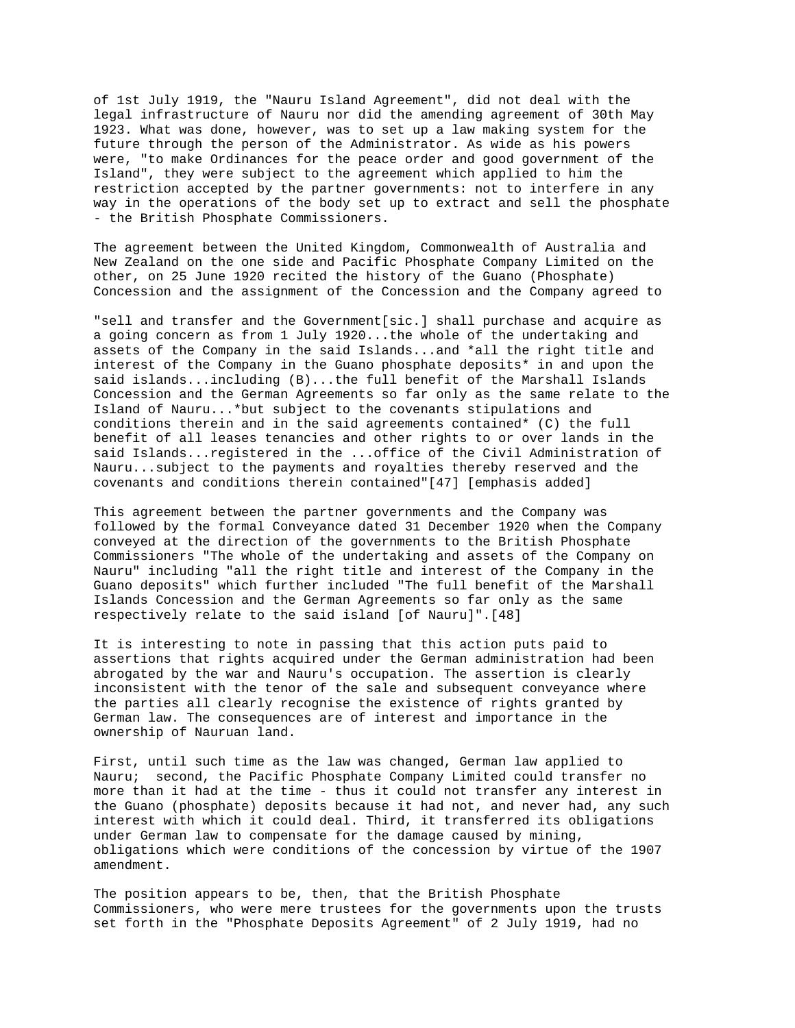of 1st July 1919, the "Nauru Island Agreement", did not deal with the legal infrastructure of Nauru nor did the amending agreement of 30th May 1923. What was done, however, was to set up a law making system for the future through the person of the Administrator. As wide as his powers were, "to make Ordinances for the peace order and good government of the Island", they were subject to the agreement which applied to him the restriction accepted by the partner governments: not to interfere in any way in the operations of the body set up to extract and sell the phosphate - the British Phosphate Commissioners.

The agreement between the United Kingdom, Commonwealth of Australia and New Zealand on the one side and Pacific Phosphate Company Limited on the other, on 25 June 1920 recited the history of the Guano (Phosphate) Concession and the assignment of the Concession and the Company agreed to

"sell and transfer and the Government[sic.] shall purchase and acquire as a going concern as from 1 July 1920...the whole of the undertaking and assets of the Company in the said Islands...and *all the right title and interest of the Company in the Guano phosphate deposits* in and upon the said islands...including (B)...the full benefit of the Marshall Islands Concession and the German Agreements so far only as the same relate to the Island of Nauru...*but subject to the covenants stipulations and conditions therein and in the said agreements contained* (C) the full benefit of all leases tenancies and other rights to or over lands in the said Islands...registered in the ...office of the Civil Administration of Nauru...subject to the payments and royalties thereby reserved and the covenants and conditions therein contained"[47] [emphasis added]

This agreement between the partner governments and the Company was followed by the formal Conveyance dated 31 December 1920 when the Company conveyed at the direction of the governments to the British Phosphate Commissioners "The whole of the undertaking and assets of the Company on Nauru" including "all the right title and interest of the Company in the Guano deposits" which further included "The full benefit of the Marshall Islands Concession and the German Agreements so far only as the same respectively relate to the said island [of Nauru]".[48]

It is interesting to note in passing that this action puts paid to assertions that rights acquired under the German administration had been abrogated by the war and Nauru's occupation. The assertion is clearly inconsistent with the tenor of the sale and subsequent conveyance where the parties all clearly recognise the existence of rights granted by German law. The consequences are of interest and importance in the ownership of Nauruan land.

First, until such time as the law was changed, German law applied to Nauru; second, the Pacific Phosphate Company Limited could transfer no more than it had at the time - thus it could not transfer any interest in the Guano (phosphate) deposits because it had not, and never had, any such interest with which it could deal. Third, it transferred its obligations under German law to compensate for the damage caused by mining, obligations which were conditions of the concession by virtue of the 1907 amendment.

The position appears to be, then, that the British Phosphate Commissioners, who were mere trustees for the governments upon the trusts set forth in the "Phosphate Deposits Agreement" of 2 July 1919, had no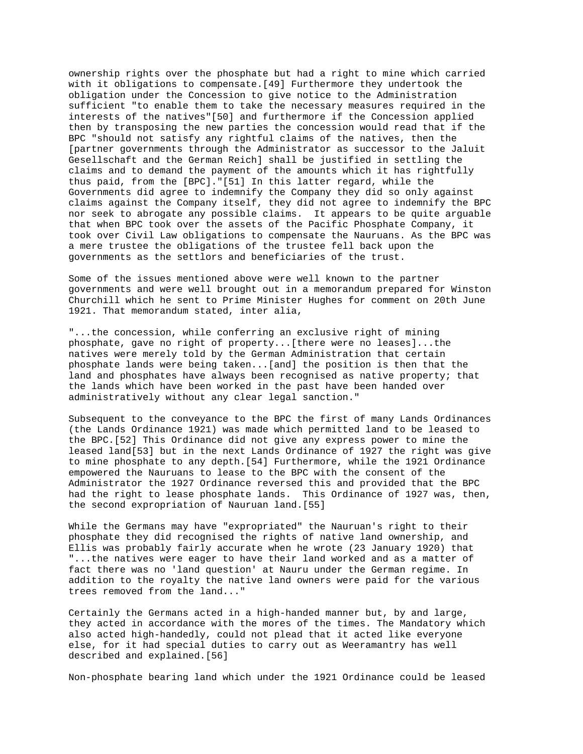ownership rights over the phosphate but had a right to mine which carried with it obligations to compensate.[49] Furthermore they undertook the obligation under the Concession to give notice to the Administration sufficient "to enable them to take the necessary measures required in the interests of the natives"[50] and furthermore if the Concession applied then by transposing the new parties the concession would read that if the BPC "should not satisfy any rightful claims of the natives, then the [partner governments through the Administrator as successor to the Jaluit Gesellschaft and the German Reich] shall be justified in settling the claims and to demand the payment of the amounts which it has rightfully thus paid, from the [BPC]."[51] In this latter regard, while the Governments did agree to indemnify the Company they did so only against claims against the Company itself, they did not agree to indemnify the BPC nor seek to abrogate any possible claims. It appears to be quite arguable that when BPC took over the assets of the Pacific Phosphate Company, it took over Civil Law obligations to compensate the Nauruans. As the BPC was a mere trustee the obligations of the trustee fell back upon the governments as the settlors and beneficiaries of the trust.

Some of the issues mentioned above were well known to the partner governments and were well brought out in a memorandum prepared for Winston Churchill which he sent to Prime Minister Hughes for comment on 20th June 1921. That memorandum stated, inter alia,

"...the concession, while conferring an exclusive right of mining phosphate, gave no right of property...[there were no leases]...the natives were merely told by the German Administration that certain phosphate lands were being taken...[and] the position is then that the land and phosphates have always been recognised as native property; that the lands which have been worked in the past have been handed over administratively without any clear legal sanction."

Subsequent to the conveyance to the BPC the first of many Lands Ordinances (the Lands Ordinance 1921) was made which permitted land to be leased to the BPC.[52] This Ordinance did not give any express power to mine the leased land[53] but in the next Lands Ordinance of 1927 the right was give to mine phosphate to any depth.[54] Furthermore, while the 1921 Ordinance empowered the Nauruans to lease to the BPC with the consent of the Administrator the 1927 Ordinance reversed this and provided that the BPC had the right to lease phosphate lands. This Ordinance of 1927 was, then, the second expropriation of Nauruan land.[55]

While the Germans may have "expropriated" the Nauruan's right to their phosphate they did recognised the rights of native land ownership, and Ellis was probably fairly accurate when he wrote (23 January 1920) that "...the natives were eager to have their land worked and as a matter of fact there was no 'land question' at Nauru under the German regime. In addition to the royalty the native land owners were paid for the various trees removed from the land..."

Certainly the Germans acted in a high-handed manner but, by and large, they acted in accordance with the mores of the times. The Mandatory which also acted high-handedly, could not plead that it acted like everyone else, for it had special duties to carry out as Weeramantry has well described and explained.[56]

Non-phosphate bearing land which under the 1921 Ordinance could be leased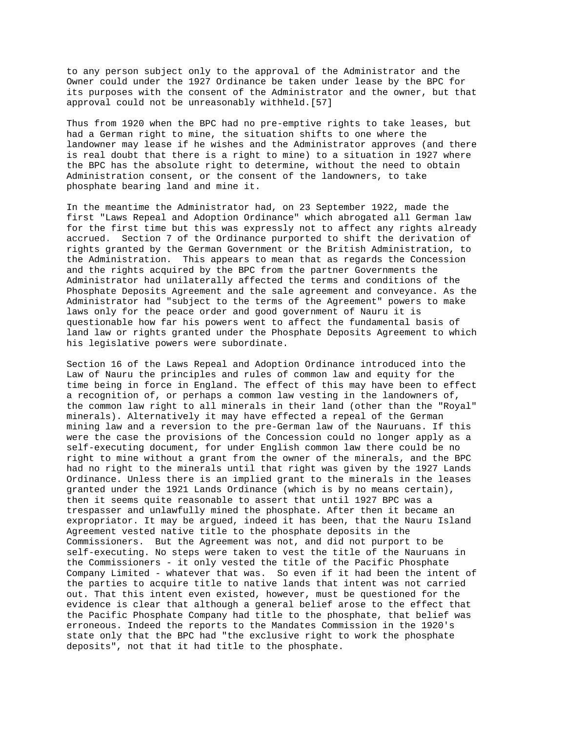to any person subject only to the approval of the Administrator and the Owner could under the 1927 Ordinance be taken under lease by the BPC for its purposes with the consent of the Administrator and the owner, but that approval could not be unreasonably withheld.[57]

Thus from 1920 when the BPC had no pre-emptive rights to take leases, but had a German right to mine, the situation shifts to one where the landowner may lease if he wishes and the Administrator approves (and there is real doubt that there is a right to mine) to a situation in 1927 where the BPC has the absolute right to determine, without the need to obtain Administration consent, or the consent of the landowners, to take phosphate bearing land and mine it.

In the meantime the Administrator had, on 23 September 1922, made the first "Laws Repeal and Adoption Ordinance" which abrogated all German law for the first time but this was expressly not to affect any rights already accrued. Section 7 of the Ordinance purported to shift the derivation of rights granted by the German Government or the British Administration, to the Administration. This appears to mean that as regards the Concession and the rights acquired by the BPC from the partner Governments the Administrator had unilaterally affected the terms and conditions of the Phosphate Deposits Agreement and the sale agreement and conveyance. As the Administrator had "subject to the terms of the Agreement" powers to make laws only for the peace order and good government of Nauru it is questionable how far his powers went to affect the fundamental basis of land law or rights granted under the Phosphate Deposits Agreement to which his legislative powers were subordinate.

Section 16 of the Laws Repeal and Adoption Ordinance introduced into the Law of Nauru the principles and rules of common law and equity for the time being in force in England. The effect of this may have been to effect a recognition of, or perhaps a common law vesting in the landowners of, the common law right to all minerals in their land (other than the "Royal" minerals). Alternatively it may have effected a repeal of the German mining law and a reversion to the pre-German law of the Nauruans. If this were the case the provisions of the Concession could no longer apply as a self-executing document, for under English common law there could be no right to mine without a grant from the owner of the minerals, and the BPC had no right to the minerals until that right was given by the 1927 Lands Ordinance. Unless there is an implied grant to the minerals in the leases granted under the 1921 Lands Ordinance (which is by no means certain), then it seems quite reasonable to assert that until 1927 BPC was a trespasser and unlawfully mined the phosphate. After then it became an expropriator. It may be argued, indeed it has been, that the Nauru Island Agreement vested native title to the phosphate deposits in the Commissioners. But the Agreement was not, and did not purport to be self-executing. No steps were taken to vest the title of the Nauruans in the Commissioners - it only vested the title of the Pacific Phosphate Company Limited - whatever that was. So even if it had been the intent of the parties to acquire title to native lands that intent was not carried out. That this intent even existed, however, must be questioned for the evidence is clear that although a general belief arose to the effect that the Pacific Phosphate Company had title to the phosphate, that belief was erroneous. Indeed the reports to the Mandates Commission in the 1920's state only that the BPC had "the exclusive right to work the phosphate deposits", not that it had title to the phosphate.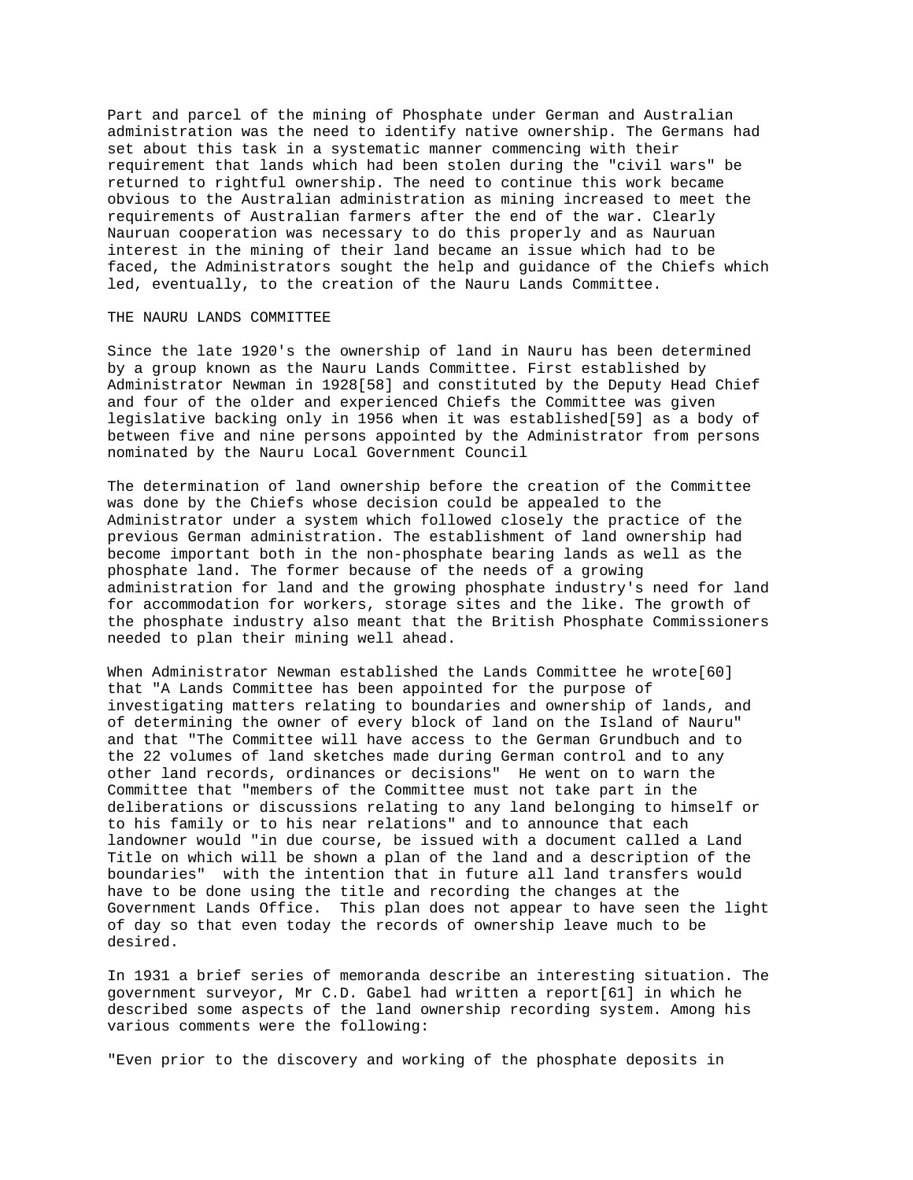Part and parcel of the mining of Phosphate under German and Australian administration was the need to identify native ownership. The Germans had set about this task in a systematic manner commencing with their requirement that lands which had been stolen during the "civil wars" be returned to rightful ownership. The need to continue this work became obvious to the Australian administration as mining increased to meet the requirements of Australian farmers after the end of the war. Clearly Nauruan cooperation was necessary to do this properly and as Nauruan interest in the mining of their land became an issue which had to be faced, the Administrators sought the help and guidance of the Chiefs which led, eventually, to the creation of the Nauru Lands Committee.

## THE NAURU LANDS COMMITTEE

Since the late 1920's the ownership of land in Nauru has been determined by a group known as the Nauru Lands Committee. First established by Administrator Newman in 1928[58] and constituted by the Deputy Head Chief and four of the older and experienced Chiefs the Committee was given legislative backing only in 1956 when it was established[59] as a body of between five and nine persons appointed by the Administrator from persons nominated by the Nauru Local Government Council

The determination of land ownership before the creation of the Committee was done by the Chiefs whose decision could be appealed to the Administrator under a system which followed closely the practice of the previous German administration. The establishment of land ownership had become important both in the non-phosphate bearing lands as well as the phosphate land. The former because of the needs of a growing administration for land and the growing phosphate industry's need for land for accommodation for workers, storage sites and the like. The growth of the phosphate industry also meant that the British Phosphate Commissioners needed to plan their mining well ahead.

When Administrator Newman established the Lands Committee he wrote[60] that "A Lands Committee has been appointed for the purpose of investigating matters relating to boundaries and ownership of lands, and of determining the owner of every block of land on the Island of Nauru" and that "The Committee will have access to the German Grundbuch and to the 22 volumes of land sketches made during German control and to any other land records, ordinances or decisions" He went on to warn the Committee that "members of the Committee must not take part in the deliberations or discussions relating to any land belonging to himself or to his family or to his near relations" and to announce that each landowner would "in due course, be issued with a document called a Land Title on which will be shown a plan of the land and a description of the boundaries" with the intention that in future all land transfers would have to be done using the title and recording the changes at the Government Lands Office. This plan does not appear to have seen the light of day so that even today the records of ownership leave much to be desired.

In 1931 a brief series of memoranda describe an interesting situation. The government surveyor, Mr C.D. Gabel had written a report[61] in which he described some aspects of the land ownership recording system. Among his various comments were the following:

"Even prior to the discovery and working of the phosphate deposits in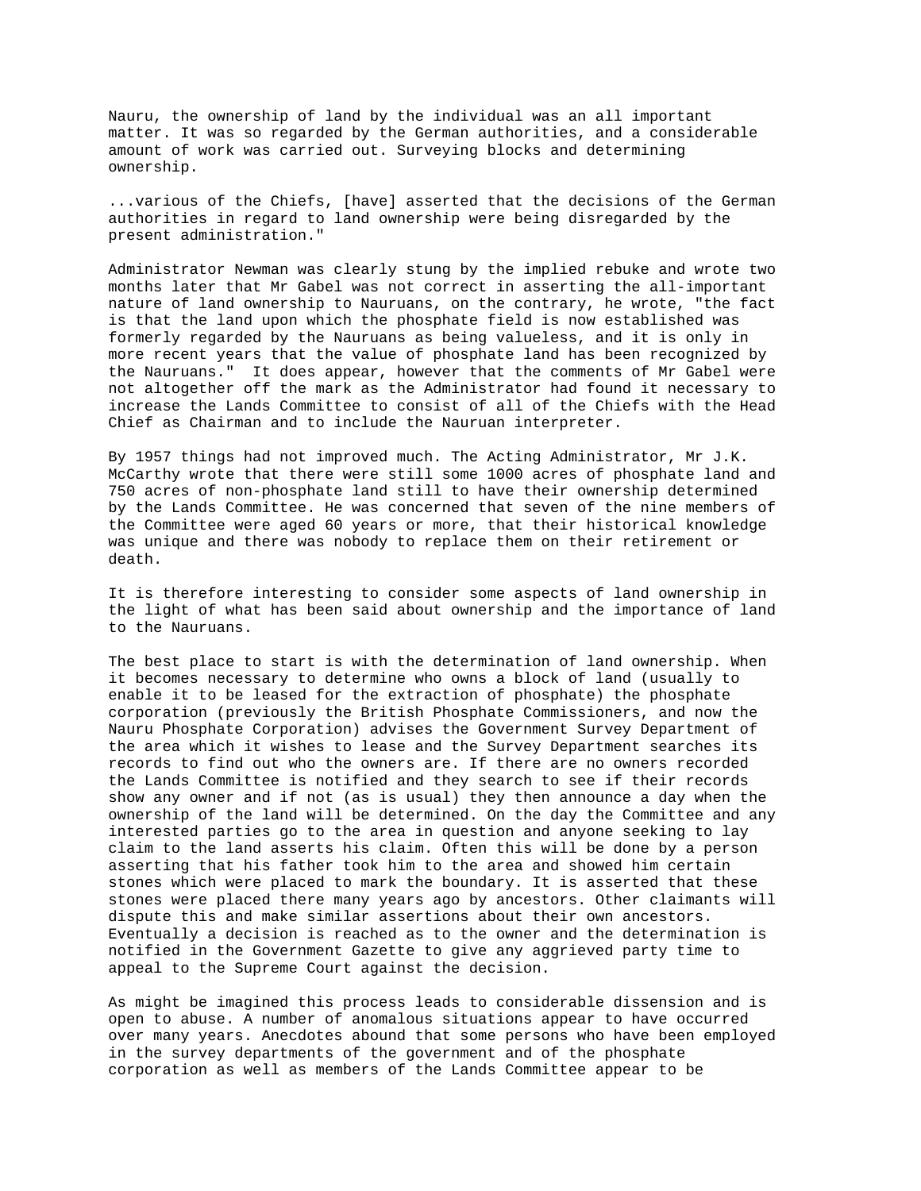Nauru, the ownership of land by the individual was an all important matter. It was so regarded by the German authorities, and a considerable amount of work was carried out. Surveying blocks and determining ownership.

...various of the Chiefs, [have] asserted that the decisions of the German authorities in regard to land ownership were being disregarded by the present administration."

Administrator Newman was clearly stung by the implied rebuke and wrote two months later that Mr Gabel was not correct in asserting the all-important nature of land ownership to Nauruans, on the contrary, he wrote, "the fact is that the land upon which the phosphate field is now established was formerly regarded by the Nauruans as being valueless, and it is only in more recent years that the value of phosphate land has been recognized by the Nauruans." It does appear, however that the comments of Mr Gabel were not altogether off the mark as the Administrator had found it necessary to increase the Lands Committee to consist of all of the Chiefs with the Head Chief as Chairman and to include the Nauruan interpreter.

By 1957 things had not improved much. The Acting Administrator, Mr J.K. McCarthy wrote that there were still some 1000 acres of phosphate land and 750 acres of non-phosphate land still to have their ownership determined by the Lands Committee. He was concerned that seven of the nine members of the Committee were aged 60 years or more, that their historical knowledge was unique and there was nobody to replace them on their retirement or death.

It is therefore interesting to consider some aspects of land ownership in the light of what has been said about ownership and the importance of land to the Nauruans.

The best place to start is with the determination of land ownership. When it becomes necessary to determine who owns a block of land (usually to enable it to be leased for the extraction of phosphate) the phosphate corporation (previously the British Phosphate Commissioners, and now the Nauru Phosphate Corporation) advises the Government Survey Department of the area which it wishes to lease and the Survey Department searches its records to find out who the owners are. If there are no owners recorded the Lands Committee is notified and they search to see if their records show any owner and if not (as is usual) they then announce a day when the ownership of the land will be determined. On the day the Committee and any interested parties go to the area in question and anyone seeking to lay claim to the land asserts his claim. Often this will be done by a person asserting that his father took him to the area and showed him certain stones which were placed to mark the boundary. It is asserted that these stones were placed there many years ago by ancestors. Other claimants will dispute this and make similar assertions about their own ancestors. Eventually a decision is reached as to the owner and the determination is notified in the Government Gazette to give any aggrieved party time to appeal to the Supreme Court against the decision.

As might be imagined this process leads to considerable dissension and is open to abuse. A number of anomalous situations appear to have occurred over many years. Anecdotes abound that some persons who have been employed in the survey departments of the government and of the phosphate corporation as well as members of the Lands Committee appear to be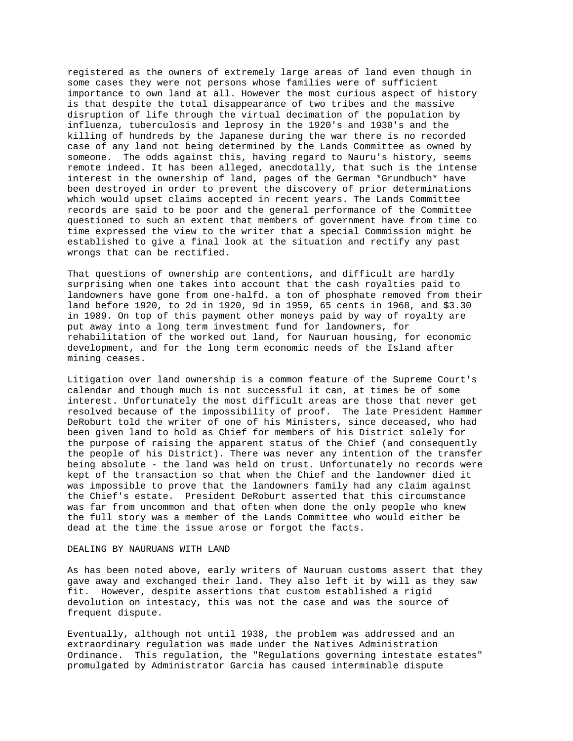registered as the owners of extremely large areas of land even though in some cases they were not persons whose families were of sufficient importance to own land at all. However the most curious aspect of history is that despite the total disappearance of two tribes and the massive disruption of life through the virtual decimation of the population by influenza, tuberculosis and leprosy in the 1920's and 1930's and the killing of hundreds by the Japanese during the war there is no recorded case of any land not being determined by the Lands Committee as owned by someone. The odds against this, having regard to Nauru's history, seems remote indeed. It has been alleged, anecdotally, that such is the intense interest in the ownership of land, pages of the German *Grundbuch* have been destroyed in order to prevent the discovery of prior determinations which would upset claims accepted in recent years. The Lands Committee records are said to be poor and the general performance of the Committee questioned to such an extent that members of government have from time to time expressed the view to the writer that a special Commission might be established to give a final look at the situation and rectify any past wrongs that can be rectified.

That questions of ownership are contentions, and difficult are hardly surprising when one takes into account that the cash royalties paid to landowners have gone from one-halfd. a ton of phosphate removed from their land before 1920, to 2d in 1920, 9d in 1959, 65 cents in 1968, and $3.30 in 1989. On top of this payment other moneys paid by way of royalty are put away into a long term investment fund for landowners, for rehabilitation of the worked out land, for Nauruan housing, for economic development, and for the long term economic needs of the Island after mining ceases.

Litigation over land ownership is a common feature of the Supreme Court's calendar and though much is not successful it can, at times be of some interest. Unfortunately the most difficult areas are those that never get resolved because of the impossibility of proof. The late President Hammer DeRoburt told the writer of one of his Ministers, since deceased, who had been given land to hold as Chief for members of his District solely for the purpose of raising the apparent status of the Chief (and consequently the people of his District). There was never any intention of the transfer being absolute - the land was held on trust. Unfortunately no records were kept of the transaction so that when the Chief and the landowner died it was impossible to prove that the landowners family had any claim against the Chief's estate. President DeRoburt asserted that this circumstance was far from uncommon and that often when done the only people who knew the full story was a member of the Lands Committee who would either be dead at the time the issue arose or forgot the facts.

DEALING BY NAURUANS WITH LAND

As has been noted above, early writers of Nauruan customs assert that they gave away and exchanged their land. They also left it by will as they saw fit. However, despite assertions that custom established a rigid devolution on intestacy, this was not the case and was the source of frequent dispute.

Eventually, although not until 1938, the problem was addressed and an extraordinary regulation was made under the Natives Administration Ordinance. This regulation, the "Regulations governing intestate estates" promulgated by Administrator Garcia has caused interminable dispute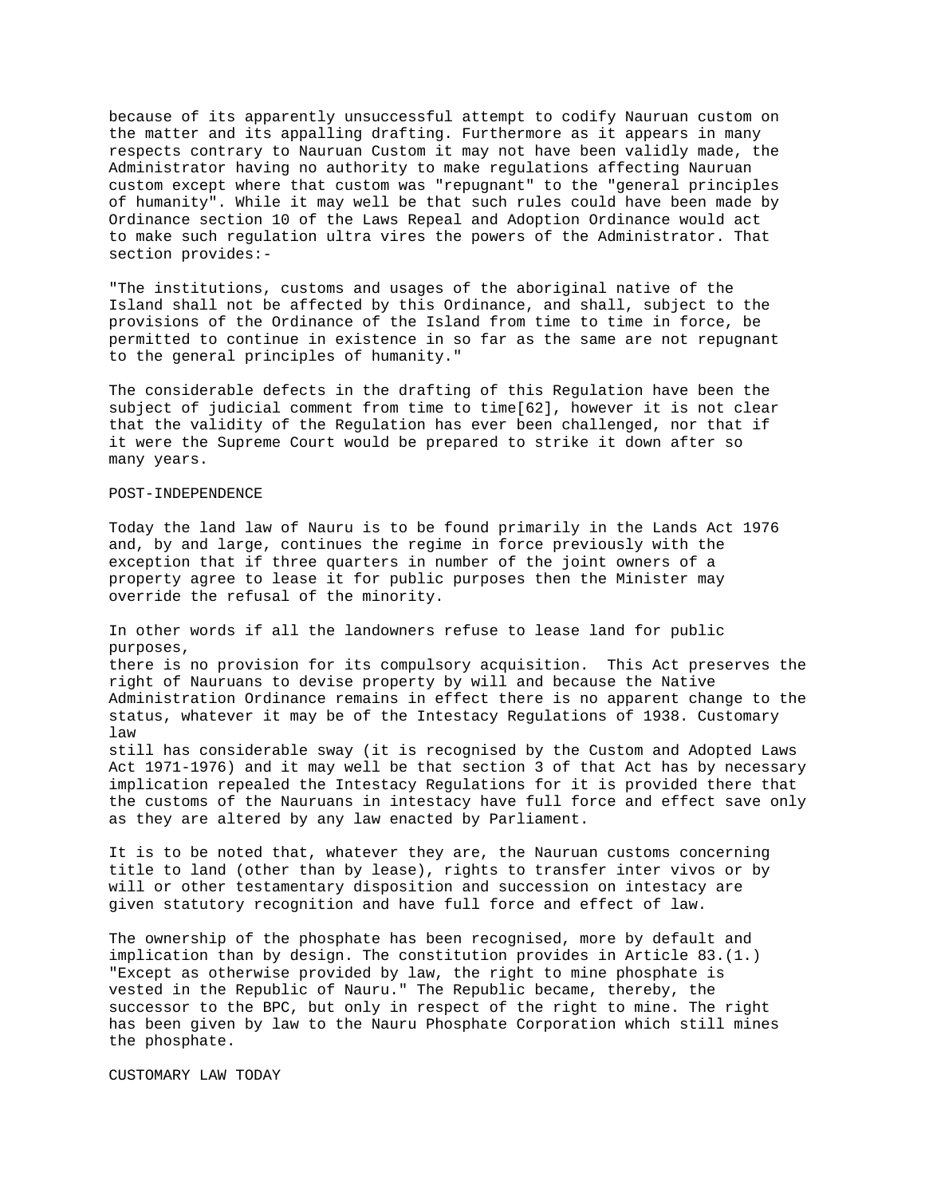because of its apparently unsuccessful attempt to codify Nauruan custom on the matter and its appalling drafting. Furthermore as it appears in many respects contrary to Nauruan Custom it may not have been validly made, the Administrator having no authority to make regulations affecting Nauruan custom except where that custom was "repugnant" to the "general principles of humanity". While it may well be that such rules could have been made by Ordinance section 10 of the Laws Repeal and Adoption Ordinance would act to make such regulation ultra vires the powers of the Administrator. That section provides:-

"The institutions, customs and usages of the aboriginal native of the Island shall not be affected by this Ordinance, and shall, subject to the provisions of the Ordinance of the Island from time to time in force, be permitted to continue in existence in so far as the same are not repugnant to the general principles of humanity."

The considerable defects in the drafting of this Regulation have been the subject of judicial comment from time to time[62], however it is not clear that the validity of the Regulation has ever been challenged, nor that if it were the Supreme Court would be prepared to strike it down after so many years.

## POST-INDEPENDENCE

Today the land law of Nauru is to be found primarily in the Lands Act 1976 and, by and large, continues the regime in force previously with the exception that if three quarters in number of the joint owners of a property agree to lease it for public purposes then the Minister may override the refusal of the minority.

In other words if all the landowners refuse to lease land for public purposes, there is no provision for its compulsory acquisition. This Act preserves the right of Nauruans to devise property by will and because the Native Administration Ordinance remains in effect there is no apparent change to the status, whatever it may be of the Intestacy Regulations of 1938. Customary law still has considerable sway (it is recognised by the Custom and Adopted Laws Act 1971-1976) and it may well be that section 3 of that Act has by necessary implication repealed the Intestacy Regulations for it is provided there that the customs of the Nauruans in intestacy have full force and effect save only as they are altered by any law enacted by Parliament.

It is to be noted that, whatever they are, the Nauruan customs concerning title to land (other than by lease), rights to transfer inter vivos or by will or other testamentary disposition and succession on intestacy are given statutory recognition and have full force and effect of law.

The ownership of the phosphate has been recognised, more by default and implication than by design. The constitution provides in Article 83.(1.) "Except as otherwise provided by law, the right to mine phosphate is vested in the Republic of Nauru." The Republic became, thereby, the successor to the BPC, but only in respect of the right to mine. The right has been given by law to the Nauru Phosphate Corporation which still mines the phosphate.

## CUSTOMARY LAW TODAY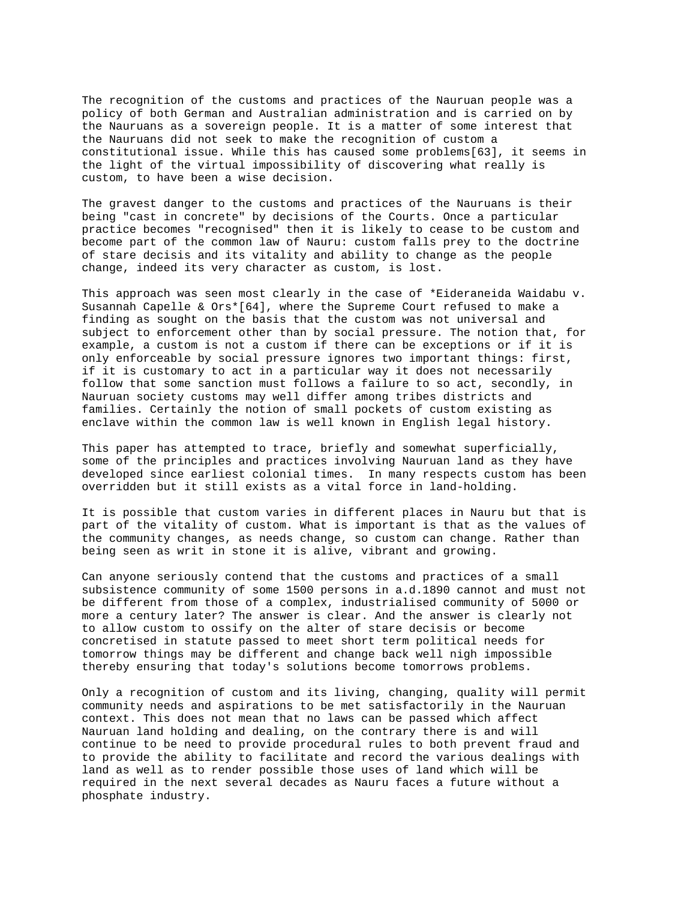The recognition of the customs and practices of the Nauruan people was a policy of both German and Australian administration and is carried on by the Nauruans as a sovereign people. It is a matter of some interest that the Nauruans did not seek to make the recognition of custom a constitutional issue. While this has caused some problems[63], it seems in the light of the virtual impossibility of discovering what really is custom, to have been a wise decision.

The gravest danger to the customs and practices of the Nauruans is their being "cast in concrete" by decisions of the Courts. Once a particular practice becomes "recognised" then it is likely to cease to be custom and become part of the common law of Nauru: custom falls prey to the doctrine of stare decisis and its vitality and ability to change as the people change, indeed its very character as custom, is lost.

This approach was seen most clearly in the case of *Eideraneida Waidabu v. Susannah Capelle & Ors*[64], where the Supreme Court refused to make a finding as sought on the basis that the custom was not universal and subject to enforcement other than by social pressure. The notion that, for example, a custom is not a custom if there can be exceptions or if it is only enforceable by social pressure ignores two important things: first, if it is customary to act in a particular way it does not necessarily follow that some sanction must follows a failure to so act, secondly, in Nauruan society customs may well differ among tribes districts and families. Certainly the notion of small pockets of custom existing as enclave within the common law is well known in English legal history.

This paper has attempted to trace, briefly and somewhat superficially, some of the principles and practices involving Nauruan land as they have developed since earliest colonial times. In many respects custom has been overridden but it still exists as a vital force in land-holding.

It is possible that custom varies in different places in Nauru but that is part of the vitality of custom. What is important is that as the values of the community changes, as needs change, so custom can change. Rather than being seen as writ in stone it is alive, vibrant and growing.

Can anyone seriously contend that the customs and practices of a small subsistence community of some 1500 persons in a.d.1890 cannot and must not be different from those of a complex, industrialised community of 5000 or more a century later? The answer is clear. And the answer is clearly not to allow custom to ossify on the alter of stare decisis or become concretised in statute passed to meet short term political needs for tomorrow things may be different and change back well nigh impossible thereby ensuring that today's solutions become tomorrows problems.

Only a recognition of custom and its living, changing, quality will permit community needs and aspirations to be met satisfactorily in the Nauruan context. This does not mean that no laws can be passed which affect Nauruan land holding and dealing, on the contrary there is and will continue to be need to provide procedural rules to both prevent fraud and to provide the ability to facilitate and record the various dealings with land as well as to render possible those uses of land which will be required in the next several decades as Nauru faces a future without a phosphate industry.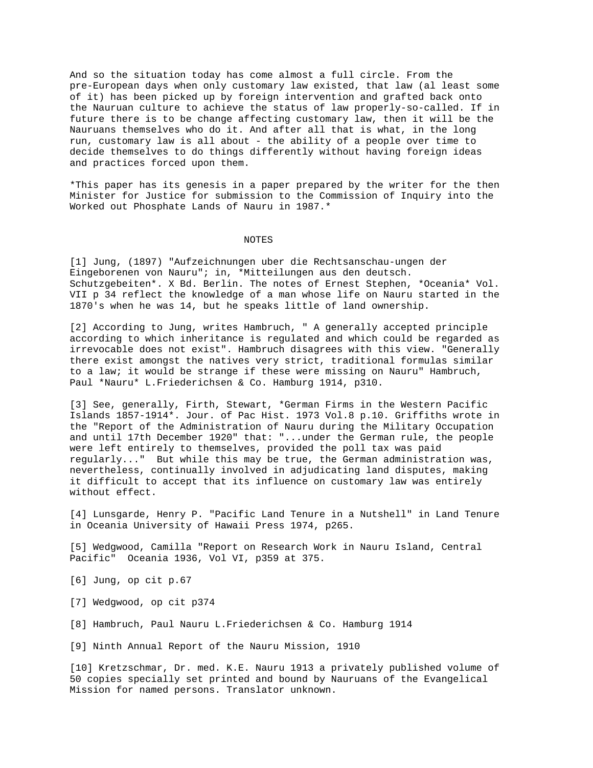And so the situation today has come almost a full circle. From the pre-European days when only customary law existed, that law (al least some of it) has been picked up by foreign intervention and grafted back onto the Nauruan culture to achieve the status of law properly-so-called. If in future there is to be change affecting customary law, then it will be the Nauruans themselves who do it. And after all that is what, in the long run, customary law is all about - the ability of a people over time to decide themselves to do things differently without having foreign ideas and practices forced upon them.

*This paper has its genesis in a paper prepared by the writer for the then Minister for Justice for submission to the Commission of Inquiry into the Worked out Phosphate Lands of Nauru in 1987.*

## NOTES

[1] Jung, (1897) "Aufzeichnungen uber die Rechtsanschau-ungen der Eingeborenen von Nauru"; in, *Mitteilungen aus den deutsch. Schutzgebeiten*. X Bd. Berlin. The notes of Ernest Stephen, *Oceania* Vol. VII p 34 reflect the knowledge of a man whose life on Nauru started in the 1870's when he was 14, but he speaks little of land ownership.

[2] According to Jung, writes Hambruch, " A generally accepted principle according to which inheritance is regulated and which could be regarded as irrevocable does not exist". Hambruch disagrees with this view. "Generally there exist amongst the natives very strict, traditional formulas similar to a law; it would be strange if these were missing on Nauru" Hambruch, Paul *Nauru* L.Friederichsen & Co. Hamburg 1914, p310.

[3] See, generally, Firth, Stewart, *German Firms in the Western Pacific Islands 1857-1914*. Jour. of Pac Hist. 1973 Vol.8 p.10. Griffiths wrote in the "Report of the Administration of Nauru during the Military Occupation and until 17th December 1920" that: "...under the German rule, the people were left entirely to themselves, provided the poll tax was paid regularly..." But while this may be true, the German administration was, nevertheless, continually involved in adjudicating land disputes, making it difficult to accept that its influence on customary law was entirely without effect.

[4] Lunsgarde, Henry P. "Pacific Land Tenure in a Nutshell" in Land Tenure in Oceania University of Hawaii Press 1974, p265.

[5] Wedgwood, Camilla "Report on Research Work in Nauru Island, Central Pacific" Oceania 1936, Vol VI, p359 at 375.

[6] Jung, op cit p.67

[7] Wedgwood, op cit p374

[8] Hambruch, Paul Nauru L.Friederichsen & Co. Hamburg 1914

[9] Ninth Annual Report of the Nauru Mission, 1910

[10] Kretzschmar, Dr. med. K.E. Nauru 1913 a privately published volume of 50 copies specially set printed and bound by Nauruans of the Evangelical Mission for named persons. Translator unknown.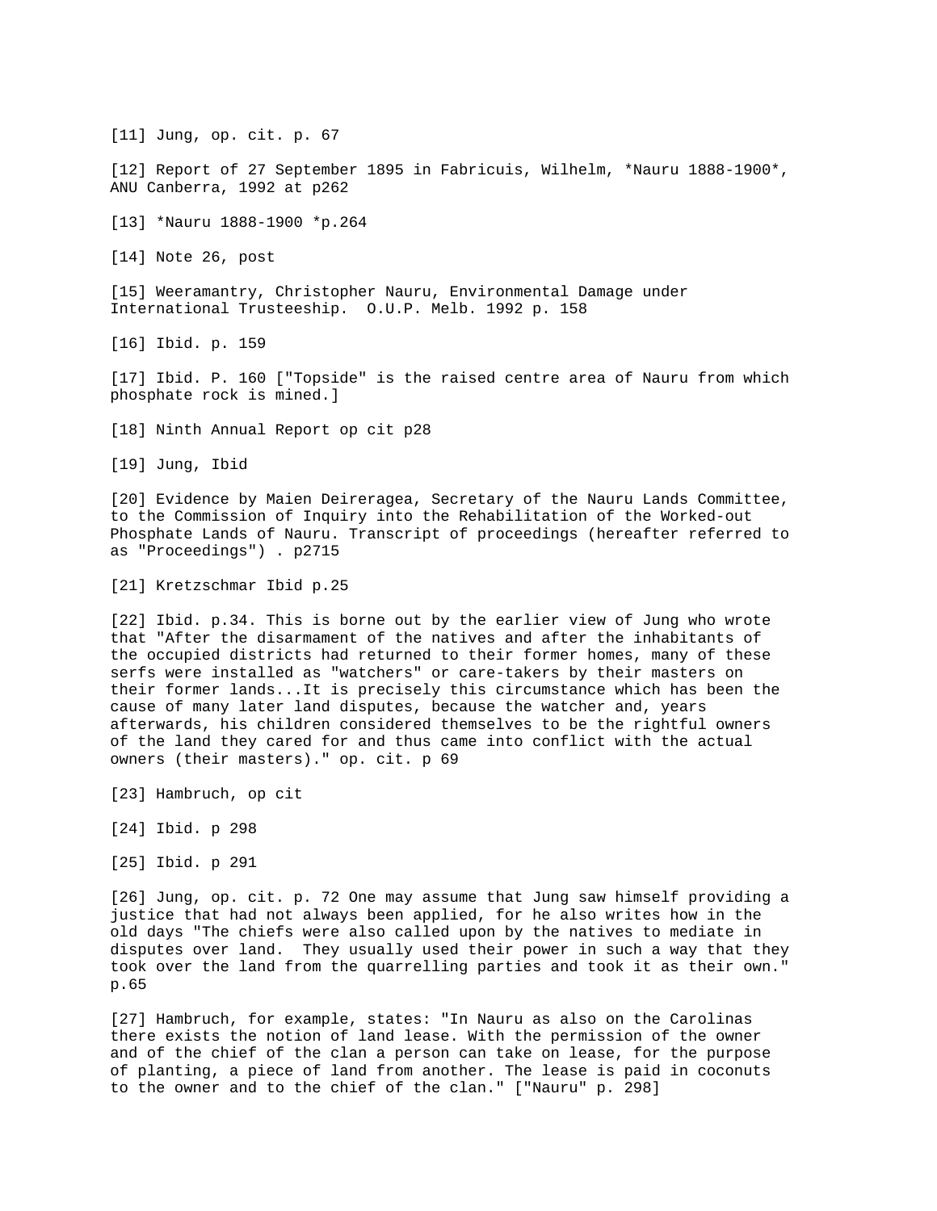[11] Jung, op. cit. p. 67

[12] Report of 27 September 1895 in Fabricuis, Wilhelm, *Nauru 1888-1900*, ANU Canberra, 1992 at p262

[13] *Nauru 1888-1900 *p.264

[14] Note 26, post

[15] Weeramantry, Christopher Nauru, Environmental Damage under International Trusteeship.  O.U.P. Melb. 1992 p. 158

[16] Ibid. p. 159

[17] Ibid. P. 160 ["Topside" is the raised centre area of Nauru from which phosphate rock is mined.]

[18] Ninth Annual Report op cit p28

[19] Jung, Ibid

[20] Evidence by Maien Deireragea, Secretary of the Nauru Lands Committee, to the Commission of Inquiry into the Rehabilitation of the Worked-out Phosphate Lands of Nauru. Transcript of proceedings (hereafter referred to as "Proceedings") . p2715

[21] Kretzschmar Ibid p.25

[22] Ibid. p.34. This is borne out by the earlier view of Jung who wrote that "After the disarmament of the natives and after the inhabitants of the occupied districts had returned to their former homes, many of these serfs were installed as "watchers" or care-takers by their masters on their former lands...It is precisely this circumstance which has been the cause of many later land disputes, because the watcher and, years afterwards, his children considered themselves to be the rightful owners of the land they cared for and thus came into conflict with the actual owners (their masters)." op. cit. p 69

[23] Hambruch, op cit

[24] Ibid. p 298

[25] Ibid. p 291

[26] Jung, op. cit. p. 72 One may assume that Jung saw himself providing a justice that had not always been applied, for he also writes how in the old days "The chiefs were also called upon by the natives to mediate in disputes over land.  They usually used their power in such a way that they took over the land from the quarrelling parties and took it as their own." p.65

[27] Hambruch, for example, states: "In Nauru as also on the Carolinas there exists the notion of land lease. With the permission of the owner and of the chief of the clan a person can take on lease, for the purpose of planting, a piece of land from another. The lease is paid in coconuts to the owner and to the chief of the clan." ["Nauru" p. 298]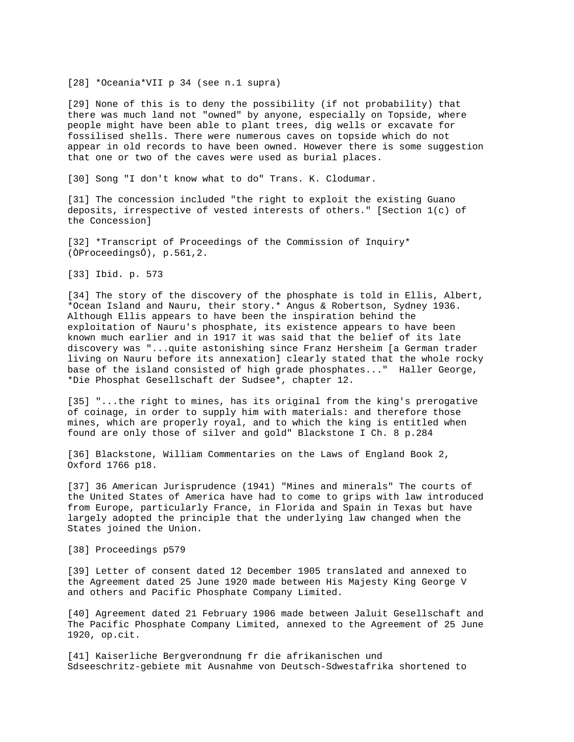[28] *Oceania*VII p 34 (see n.1 supra)

[29] None of this is to deny the possibility (if not probability) that there was much land not "owned" by anyone, especially on Topside, where people might have been able to plant trees, dig wells or excavate for fossilised shells. There were numerous caves on topside which do not appear in old records to have been owned. However there is some suggestion that one or two of the caves were used as burial places.

[30] Song "I don't know what to do" Trans. K. Clodumar.

[31] The concession included "the right to exploit the existing Guano deposits, irrespective of vested interests of others." [Section 1(c) of the Concession]

[32] *Transcript of Proceedings of the Commission of Inquiry* (ÒProceedingsÓ), p.561,2.

[33] Ibid. p. 573

[34] The story of the discovery of the phosphate is told in Ellis, Albert, *Ocean Island and Nauru, their story.* Angus & Robertson, Sydney 1936. Although Ellis appears to have been the inspiration behind the exploitation of Nauru's phosphate, its existence appears to have been known much earlier and in 1917 it was said that the belief of its late discovery was "...quite astonishing since Franz Hersheim [a German trader living on Nauru before its annexation] clearly stated that the whole rocky base of the island consisted of high grade phosphates..." Haller George, *Die Phosphat Gesellschaft der Sudsee*, chapter 12.

[35] "...the right to mines, has its original from the king's prerogative of coinage, in order to supply him with materials: and therefore those mines, which are properly royal, and to which the king is entitled when found are only those of silver and gold" Blackstone I Ch. 8 p.284

[36] Blackstone, William Commentaries on the Laws of England Book 2, Oxford 1766 p18.

[37] 36 American Jurisprudence (1941) "Mines and minerals" The courts of the United States of America have had to come to grips with law introduced from Europe, particularly France, in Florida and Spain in Texas but have largely adopted the principle that the underlying law changed when the States joined the Union.

[38] Proceedings p579

[39] Letter of consent dated 12 December 1905 translated and annexed to the Agreement dated 25 June 1920 made between His Majesty King George V and others and Pacific Phosphate Company Limited.

[40] Agreement dated 21 February 1906 made between Jaluit Gesellschaft and The Pacific Phosphate Company Limited, annexed to the Agreement of 25 June 1920, op.cit.

[41] Kaiserliche Bergverondnung fr die afrikanischen und Sdseeschritz-gebiete mit Ausnahme von Deutsch-Sdwestafrika shortened to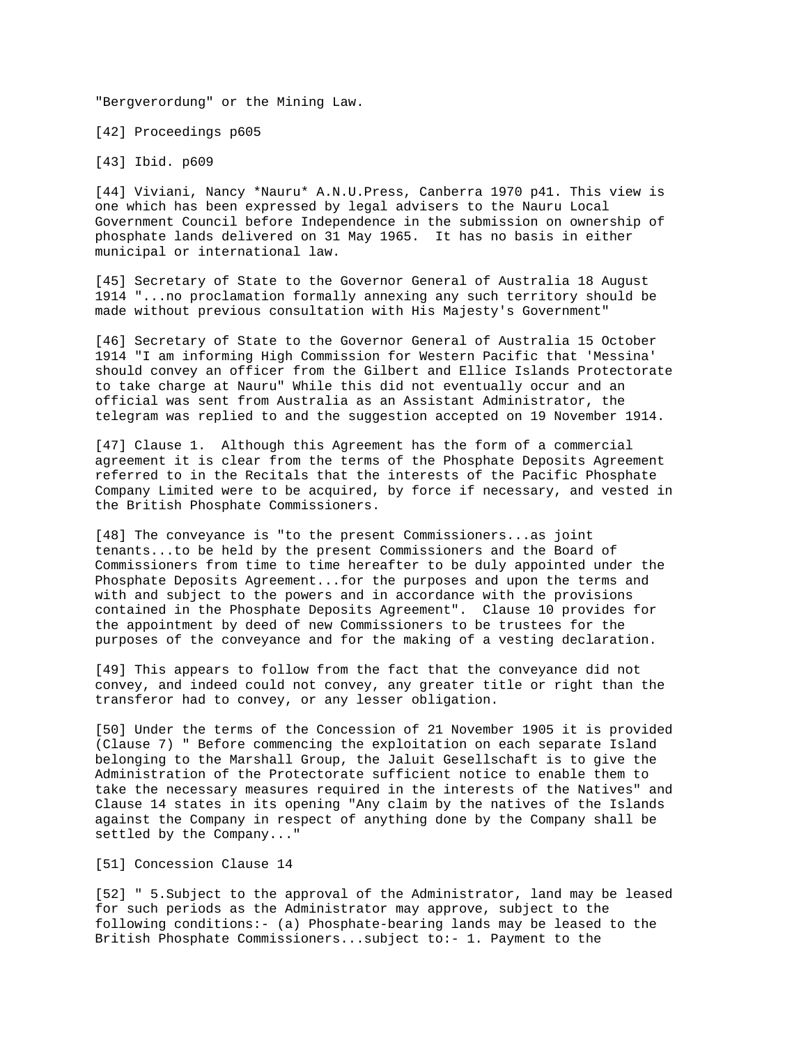"Bergverordung" or the Mining Law.

[42] Proceedings p605

[43] Ibid. p609

[44] Viviani, Nancy *Nauru* A.N.U.Press, Canberra 1970 p41. This view is one which has been expressed by legal advisers to the Nauru Local Government Council before Independence in the submission on ownership of phosphate lands delivered on 31 May 1965. It has no basis in either municipal or international law.

[45] Secretary of State to the Governor General of Australia 18 August 1914 "...no proclamation formally annexing any such territory should be made without previous consultation with His Majesty's Government"

[46] Secretary of State to the Governor General of Australia 15 October 1914 "I am informing High Commission for Western Pacific that 'Messina' should convey an officer from the Gilbert and Ellice Islands Protectorate to take charge at Nauru" While this did not eventually occur and an official was sent from Australia as an Assistant Administrator, the telegram was replied to and the suggestion accepted on 19 November 1914.

[47] Clause 1. Although this Agreement has the form of a commercial agreement it is clear from the terms of the Phosphate Deposits Agreement referred to in the Recitals that the interests of the Pacific Phosphate Company Limited were to be acquired, by force if necessary, and vested in the British Phosphate Commissioners.

[48] The conveyance is "to the present Commissioners...as joint tenants...to be held by the present Commissioners and the Board of Commissioners from time to time hereafter to be duly appointed under the Phosphate Deposits Agreement...for the purposes and upon the terms and with and subject to the powers and in accordance with the provisions contained in the Phosphate Deposits Agreement". Clause 10 provides for the appointment by deed of new Commissioners to be trustees for the purposes of the conveyance and for the making of a vesting declaration.

[49] This appears to follow from the fact that the conveyance did not convey, and indeed could not convey, any greater title or right than the transferor had to convey, or any lesser obligation.

[50] Under the terms of the Concession of 21 November 1905 it is provided (Clause 7) " Before commencing the exploitation on each separate Island belonging to the Marshall Group, the Jaluit Gesellschaft is to give the Administration of the Protectorate sufficient notice to enable them to take the necessary measures required in the interests of the Natives" and Clause 14 states in its opening "Any claim by the natives of the Islands against the Company in respect of anything done by the Company shall be settled by the Company..."

[51] Concession Clause 14

[52] " 5.Subject to the approval of the Administrator, land may be leased for such periods as the Administrator may approve, subject to the following conditions:- (a) Phosphate-bearing lands may be leased to the British Phosphate Commissioners...subject to:- 1. Payment to the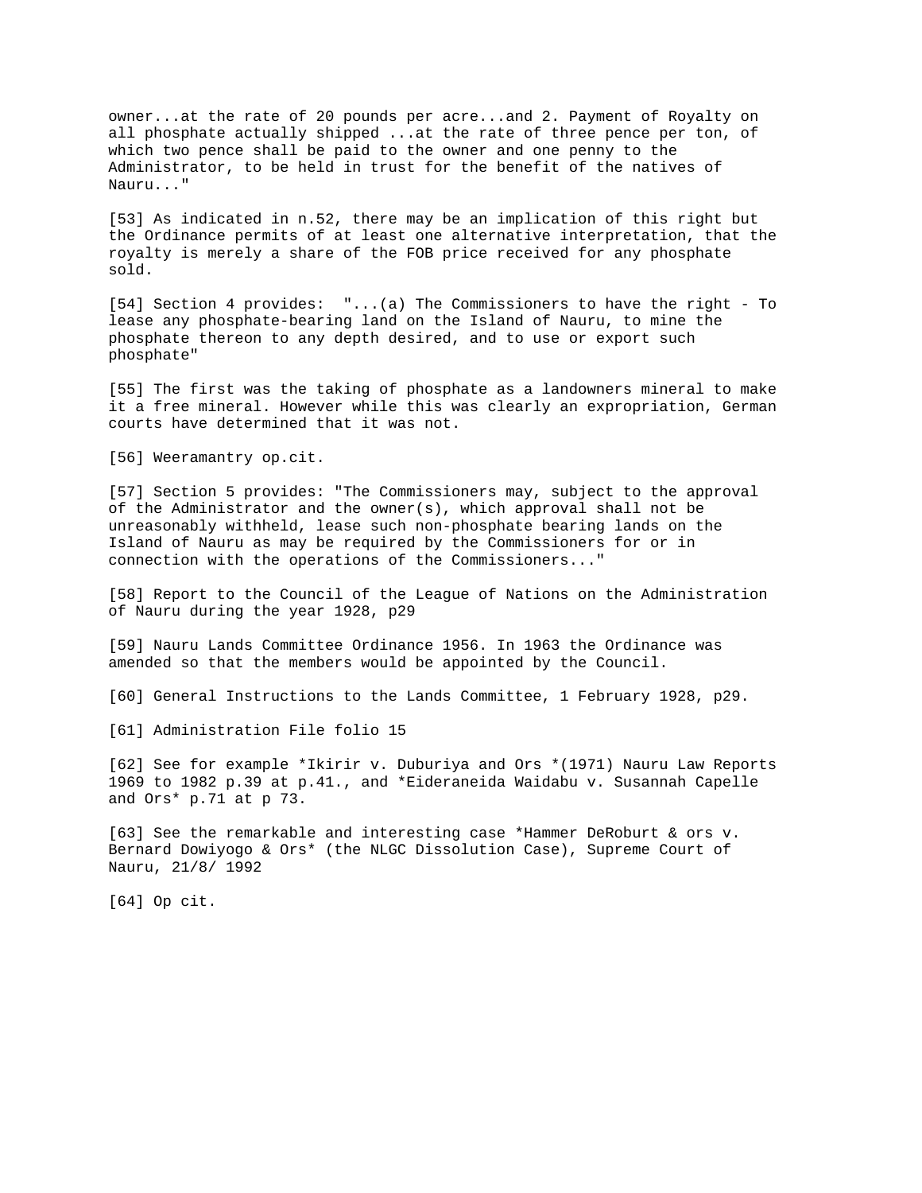owner...at the rate of 20 pounds per acre...and 2. Payment of Royalty on all phosphate actually shipped ...at the rate of three pence per ton, of which two pence shall be paid to the owner and one penny to the Administrator, to be held in trust for the benefit of the natives of Nauru..."

[53] As indicated in n.52, there may be an implication of this right but the Ordinance permits of at least one alternative interpretation, that the royalty is merely a share of the FOB price received for any phosphate sold.

[54] Section 4 provides: "...(a) The Commissioners to have the right - To lease any phosphate-bearing land on the Island of Nauru, to mine the phosphate thereon to any depth desired, and to use or export such phosphate"

[55] The first was the taking of phosphate as a landowners mineral to make it a free mineral. However while this was clearly an expropriation, German courts have determined that it was not.

[56] Weeramantry op.cit.

[57] Section 5 provides: "The Commissioners may, subject to the approval of the Administrator and the owner(s), which approval shall not be unreasonably withheld, lease such non-phosphate bearing lands on the Island of Nauru as may be required by the Commissioners for or in connection with the operations of the Commissioners..."

[58] Report to the Council of the League of Nations on the Administration of Nauru during the year 1928, p29

[59] Nauru Lands Committee Ordinance 1956. In 1963 the Ordinance was amended so that the members would be appointed by the Council.

[60] General Instructions to the Lands Committee, 1 February 1928, p29.

[61] Administration File folio 15

[62] See for example *Ikirir v. Duburiya and Ors *(1971) Nauru Law Reports 1969 to 1982 p.39 at p.41., and *Eideraneida Waidabu v. Susannah Capelle and Ors* p.71 at p 73.

[63] See the remarkable and interesting case *Hammer DeRoburt & ors v. Bernard Dowiyogo & Ors* (the NLGC Dissolution Case), Supreme Court of Nauru, 21/8/ 1992

[64] Op cit.